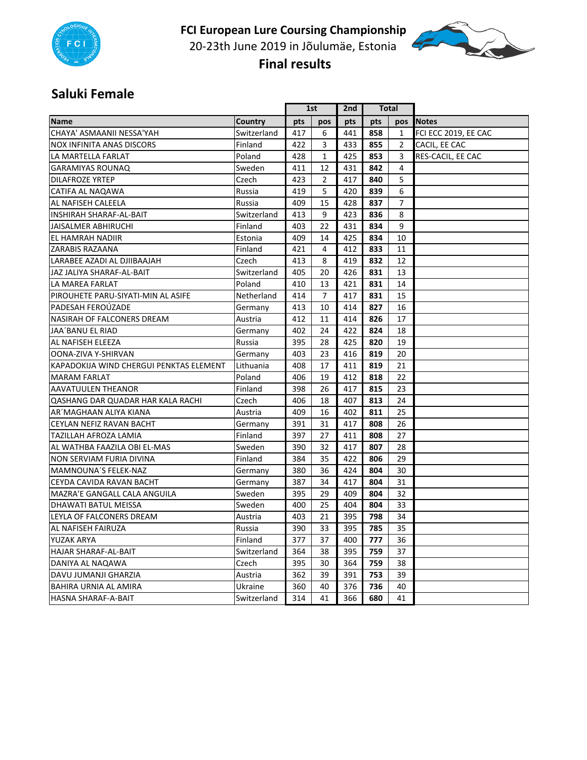# FCI European Lure Coursing Championship

20-23th June 2019 in Jõulumäe, Estonia

## Final results

## Saluki Female

| | | 1st | | 2nd | Total | | |
|---|---|---|---|---|---|---|---|
| **Name** | **Country** | **pts** | **pos** | **pts** | **pts** | **pos** | **Notes** |
| CHAYA' ASMAANII NESSA'YAH | Switzerland | 417 | 6 | 441 | **858** | 1 | FCI ECC 2019, EE CAC |
| NOX INFINITA ANAS DISCORS | Finland | 422 | 3 | 433 | **855** | 2 | CACIL, EE CAC |
| LA MARTELLA FARLAT | Poland | 428 | 1 | 425 | **853** | 3 | RES-CACIL, EE CAC |
| GARAMIYAS ROUNAQ | Sweden | 411 | 12 | 431 | **842** | 4 | |
| DILAFROZE YRTEP | Czech | 423 | 2 | 417 | **840** | 5 | |
| CATIFA AL NAQAWA | Russia | 419 | 5 | 420 | **839** | 6 | |
| AL NAFISEH CALEELA | Russia | 409 | 15 | 428 | **837** | 7 | |
| INSHIRAH SHARAF-AL-BAIT | Switzerland | 413 | 9 | 423 | **836** | 8 | |
| JAISALMER ABHIRUCHI | Finland | 403 | 22 | 431 | **834** | 9 | |
| EL HAMRAH NADIIR | Estonia | 409 | 14 | 425 | **834** | 10 | |
| ZARABIS RAZAANA | Finland | 421 | 4 | 412 | **833** | 11 | |
| LARABEE AZADI AL DJIIBAAJAH | Czech | 413 | 8 | 419 | **832** | 12 | |
| JAZ JALIYA SHARAF-AL-BAIT | Switzerland | 405 | 20 | 426 | **831** | 13 | |
| LA MAREA FARLAT | Poland | 410 | 13 | 421 | **831** | 14 | |
| PIROUHETE PARU-SIYATI-MIN AL ASIFE | Netherland | 414 | 7 | 417 | **831** | 15 | |
| PADESAH FEROÚZADE | Germany | 413 | 10 | 414 | **827** | 16 | |
| NASIRAH OF FALCONERS DREAM | Austria | 412 | 11 | 414 | **826** | 17 | |
| JAA´BANU EL RIAD | Germany | 402 | 24 | 422 | **824** | 18 | |
| AL NAFISEH ELEEZA | Russia | 395 | 28 | 425 | **820** | 19 | |
| OONA-ZIVA Y-SHIRVAN | Germany | 403 | 23 | 416 | **819** | 20 | |
| KAPADOKIJA WIND CHERGUI PENKTAS ELEMENT | Lithuania | 408 | 17 | 411 | **819** | 21 | |
| MARAM FARLAT | Poland | 406 | 19 | 412 | **818** | 22 | |
| AAVATUULEN THEANOR | Finland | 398 | 26 | 417 | **815** | 23 | |
| QASHANG DAR QUADAR HAR KALA RACHI | Czech | 406 | 18 | 407 | **813** | 24 | |
| AR´MAGHAAN ALIYA KIANA | Austria | 409 | 16 | 402 | **811** | 25 | |
| CEYLAN NEFIZ RAVAN BACHT | Germany | 391 | 31 | 417 | **808** | 26 | |
| TAZILLAH AFROZA LAMIA | Finland | 397 | 27 | 411 | **808** | 27 | |
| AL WATHBA FAAZILA OBI EL-MAS | Sweden | 390 | 32 | 417 | **807** | 28 | |
| NON SERVIAM FURIA DIVINA | Finland | 384 | 35 | 422 | **806** | 29 | |
| MAMNOUNA´S FELEK-NAZ | Germany | 380 | 36 | 424 | **804** | 30 | |
| CEYDA CAVIDA RAVAN BACHT | Germany | 387 | 34 | 417 | **804** | 31 | |
| MAZRA'E GANGALL CALA ANGUILA | Sweden | 395 | 29 | 409 | **804** | 32 | |
| DHAWATI BATUL MEISSA | Sweden | 400 | 25 | 404 | **804** | 33 | |
| LEYLA OF FALCONERS DREAM | Austria | 403 | 21 | 395 | **798** | 34 | |
| AL NAFISEH FAIRUZA | Russia | 390 | 33 | 395 | **785** | 35 | |
| YUZAK ARYA | Finland | 377 | 37 | 400 | **777** | 36 | |
| HAJAR SHARAF-AL-BAIT | Switzerland | 364 | 38 | 395 | **759** | 37 | |
| DANIYA AL NAQAWA | Czech | 395 | 30 | 364 | **759** | 38 | |
| DAVU JUMANJI GHARZIA | Austria | 362 | 39 | 391 | **753** | 39 | |
| BAHIRA URNIA AL AMIRA | Ukraine | 360 | 40 | 376 | **736** | 40 | |
| HASNA SHARAF-A-BAIT | Switzerland | 314 | 41 | 366 | **680** | 41 | |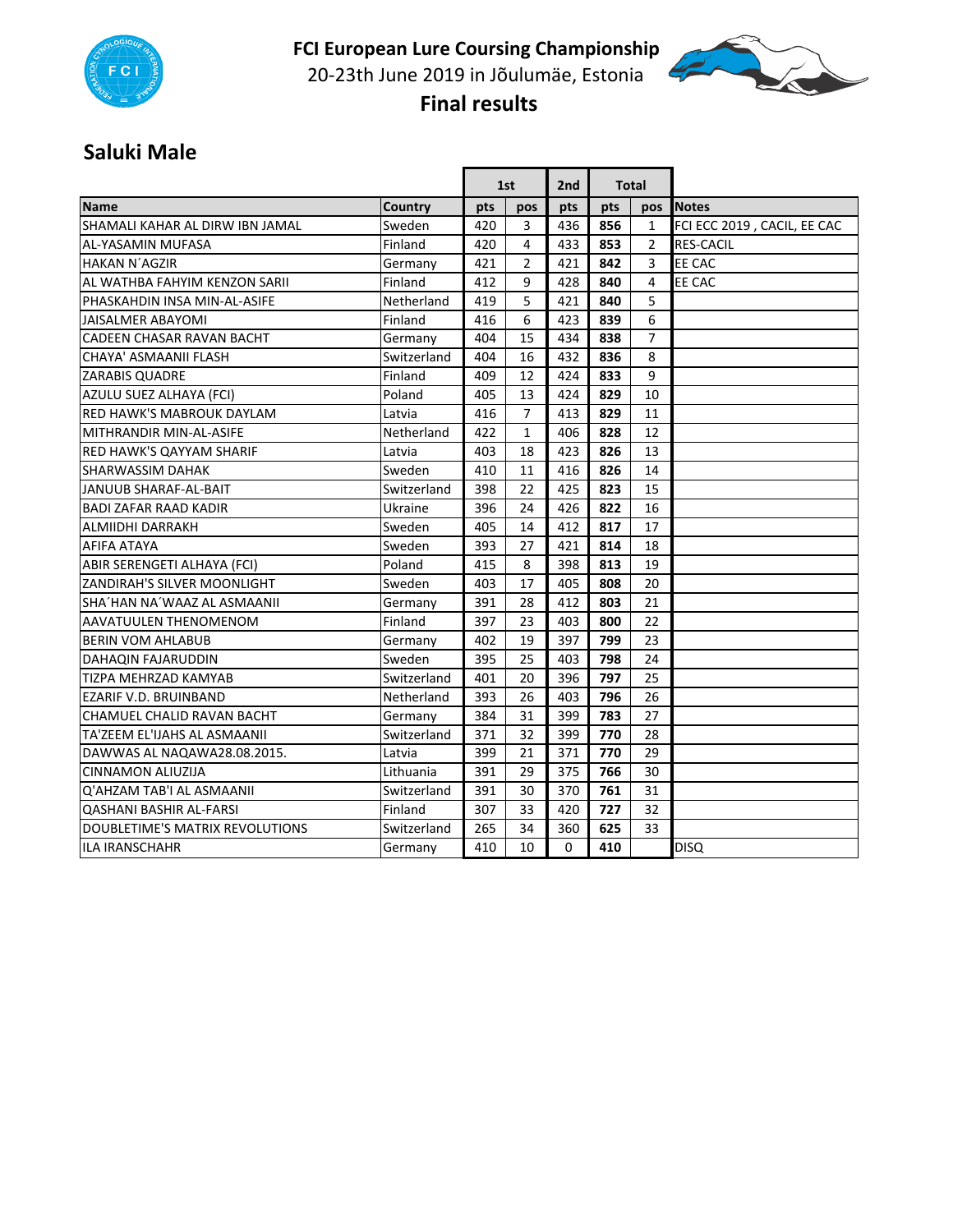# FCI European Lure Coursing Championship

20-23th June 2019 in Jõulumäe, Estonia

**Final results**

## Saluki Male

| | | 1st | | 2nd | Total | | |
|---|---|---|---|---|---|---|---|
| **Name** | **Country** | **pts** | **pos** | **pts** | **pts** | **pos** | **Notes** |
| SHAMALI KAHAR AL DIRW IBN JAMAL | Sweden | 420 | 3 | 436 | **856** | 1 | FCI ECC 2019 , CACIL, EE CAC |
| AL-YASAMIN MUFASA | Finland | 420 | 4 | 433 | **853** | 2 | RES-CACIL |
| HAKAN N´AGZIR | Germany | 421 | 2 | 421 | **842** | 3 | EE CAC |
| AL WATHBA FAHYIM KENZON SARII | Finland | 412 | 9 | 428 | **840** | 4 | EE CAC |
| PHASKAHDIN INSA MIN-AL-ASIFE | Netherland | 419 | 5 | 421 | **840** | 5 | |
| JAISALMER ABAYOMI | Finland | 416 | 6 | 423 | **839** | 6 | |
| CADEEN CHASAR RAVAN BACHT | Germany | 404 | 15 | 434 | **838** | 7 | |
| CHAYA' ASMAANII FLASH | Switzerland | 404 | 16 | 432 | **836** | 8 | |
| ZARABIS QUADRE | Finland | 409 | 12 | 424 | **833** | 9 | |
| AZULU SUEZ ALHAYA (FCI) | Poland | 405 | 13 | 424 | **829** | 10 | |
| RED HAWK'S MABROUK DAYLAM | Latvia | 416 | 7 | 413 | **829** | 11 | |
| MITHRANDIR MIN-AL-ASIFE | Netherland | 422 | 1 | 406 | **828** | 12 | |
| RED HAWK'S QAYYAM SHARIF | Latvia | 403 | 18 | 423 | **826** | 13 | |
| SHARWASSIM DAHAK | Sweden | 410 | 11 | 416 | **826** | 14 | |
| JANUUB SHARAF-AL-BAIT | Switzerland | 398 | 22 | 425 | **823** | 15 | |
| BADI ZAFAR RAAD KADIR | Ukraine | 396 | 24 | 426 | **822** | 16 | |
| ALMIIDHI DARRAKH | Sweden | 405 | 14 | 412 | **817** | 17 | |
| AFIFA ATAYA | Sweden | 393 | 27 | 421 | **814** | 18 | |
| ABIR SERENGETI ALHAYA (FCI) | Poland | 415 | 8 | 398 | **813** | 19 | |
| ZANDIRAH'S SILVER MOONLIGHT | Sweden | 403 | 17 | 405 | **808** | 20 | |
| SHA´HAN NA´WAAZ AL ASMAANII | Germany | 391 | 28 | 412 | **803** | 21 | |
| AAVATUULEN THENOMENOM | Finland | 397 | 23 | 403 | **800** | 22 | |
| BERIN VOM AHLABUB | Germany | 402 | 19 | 397 | **799** | 23 | |
| DAHAQIN FAJARUDDIN | Sweden | 395 | 25 | 403 | **798** | 24 | |
| TIZPA MEHRZAD KAMYAB | Switzerland | 401 | 20 | 396 | **797** | 25 | |
| EZARIF V.D. BRUINBAND | Netherland | 393 | 26 | 403 | **796** | 26 | |
| CHAMUEL CHALID RAVAN BACHT | Germany | 384 | 31 | 399 | **783** | 27 | |
| TA'ZEEM EL'IJAHS AL ASMAANII | Switzerland | 371 | 32 | 399 | **770** | 28 | |
| DAWWAS AL NAQAWA28.08.2015. | Latvia | 399 | 21 | 371 | **770** | 29 | |
| CINNAMON ALIUZIJA | Lithuania | 391 | 29 | 375 | **766** | 30 | |
| Q'AHZAM TAB'I AL ASMAANII | Switzerland | 391 | 30 | 370 | **761** | 31 | |
| QASHANI BASHIR AL-FARSI | Finland | 307 | 33 | 420 | **727** | 32 | |
| DOUBLETIME'S MATRIX REVOLUTIONS | Switzerland | 265 | 34 | 360 | **625** | 33 | |
| ILA IRANSCHAHR | Germany | 410 | 10 | 0 | **410** | | DISQ |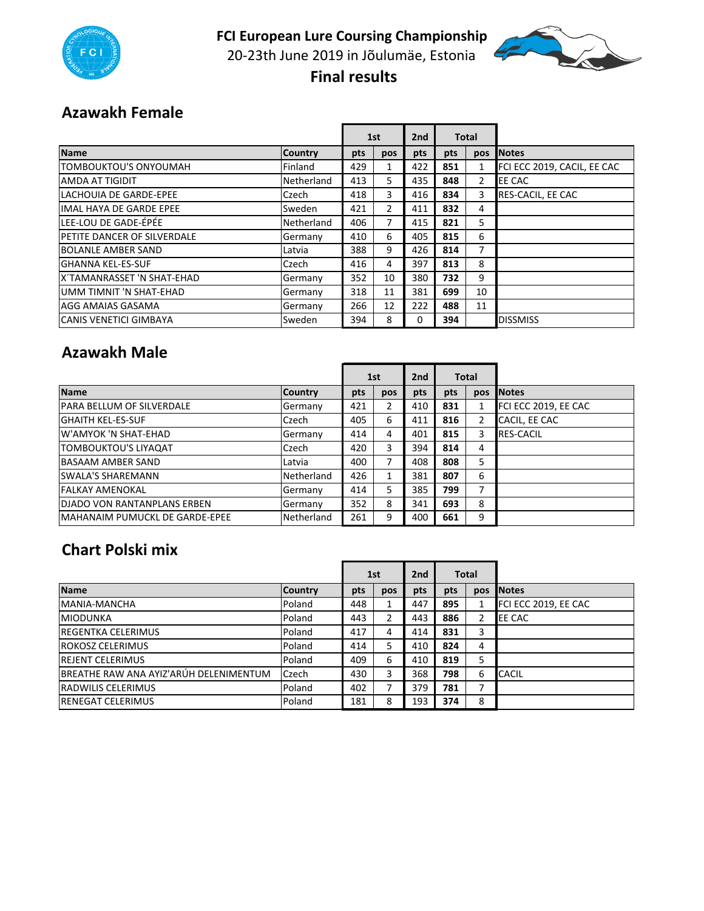# FCI European Lure Coursing Championship

20-23th June 2019 in Jõulumäe, Estonia

**Final results**

## Azawakh Female

| | | 1st | | 2nd | Total | | |
|---|---|---|---|---|---|---|---|
| **Name** | **Country** | **pts** | **pos** | **pts** | **pts** | **pos** | **Notes** |
| TOMBOUKTOU'S ONYOUMAH | Finland | 429 | 1 | 422 | **851** | 1 | FCI ECC 2019, CACIL, EE CAC |
| AMDA AT TIGIDIT | Netherland | 413 | 5 | 435 | **848** | 2 | EE CAC |
| LACHOUIA DE GARDE-EPEE | Czech | 418 | 3 | 416 | **834** | 3 | RES-CACIL, EE CAC |
| IMAL HAYA DE GARDE EPEE | Sweden | 421 | 2 | 411 | **832** | 4 | |
| LEE-LOU DE GADE-ÉPÉE | Netherland | 406 | 7 | 415 | **821** | 5 | |
| PETITE DANCER OF SILVERDALE | Germany | 410 | 6 | 405 | **815** | 6 | |
| BOLANLE AMBER SAND | Latvia | 388 | 9 | 426 | **814** | 7 | |
| GHANNA KEL-ES-SUF | Czech | 416 | 4 | 397 | **813** | 8 | |
| X´TAMANRASSET 'N SHAT-EHAD | Germany | 352 | 10 | 380 | **732** | 9 | |
| UMM TIMNIT 'N SHAT-EHAD | Germany | 318 | 11 | 381 | **699** | 10 | |
| AGG AMAIAS GASAMA | Germany | 266 | 12 | 222 | **488** | 11 | |
| CANIS VENETICI GIMBAYA | Sweden | 394 | 8 | 0 | **394** | | DISSMISS |

## Azawakh Male

| | | 1st | | 2nd | Total | | |
|---|---|---|---|---|---|---|---|
| **Name** | **Country** | **pts** | **pos** | **pts** | **pts** | **pos** | **Notes** |
| PARA BELLUM OF SILVERDALE | Germany | 421 | 2 | 410 | **831** | 1 | FCI ECC 2019, EE CAC |
| GHAITH KEL-ES-SUF | Czech | 405 | 6 | 411 | **816** | 2 | CACIL, EE CAC |
| W'AMYOK 'N SHAT-EHAD | Germany | 414 | 4 | 401 | **815** | 3 | RES-CACIL |
| TOMBOUKTOU'S LIYAQAT | Czech | 420 | 3 | 394 | **814** | 4 | |
| BASAAM AMBER SAND | Latvia | 400 | 7 | 408 | **808** | 5 | |
| SWALA'S SHAREMANN | Netherland | 426 | 1 | 381 | **807** | 6 | |
| FALKAY AMENOKAL | Germany | 414 | 5 | 385 | **799** | 7 | |
| DJADO VON RANTANPLANS ERBEN | Germany | 352 | 8 | 341 | **693** | 8 | |
| MAHANAIM PUMUCKL DE GARDE-EPEE | Netherland | 261 | 9 | 400 | **661** | 9 | |

## Chart Polski mix

| | | 1st | | 2nd | Total | | |
|---|---|---|---|---|---|---|---|
| **Name** | **Country** | **pts** | **pos** | **pts** | **pts** | **pos** | **Notes** |
| MANIA-MANCHA | Poland | 448 | 1 | 447 | **895** | 1 | FCI ECC 2019, EE CAC |
| MIODUNKA | Poland | 443 | 2 | 443 | **886** | 2 | EE CAC |
| REGENTKA CELERIMUS | Poland | 417 | 4 | 414 | **831** | 3 | |
| ROKOSZ CELERIMUS | Poland | 414 | 5 | 410 | **824** | 4 | |
| REJENT CELERIMUS | Poland | 409 | 6 | 410 | **819** | 5 | |
| BREATHE RAW ANA AYIZ'ARÚH DELENIMENTUM | Czech | 430 | 3 | 368 | **798** | 6 | CACIL |
| RADWILIS CELERIMUS | Poland | 402 | 7 | 379 | **781** | 7 | |
| RENEGAT CELERIMUS | Poland | 181 | 8 | 193 | **374** | 8 | |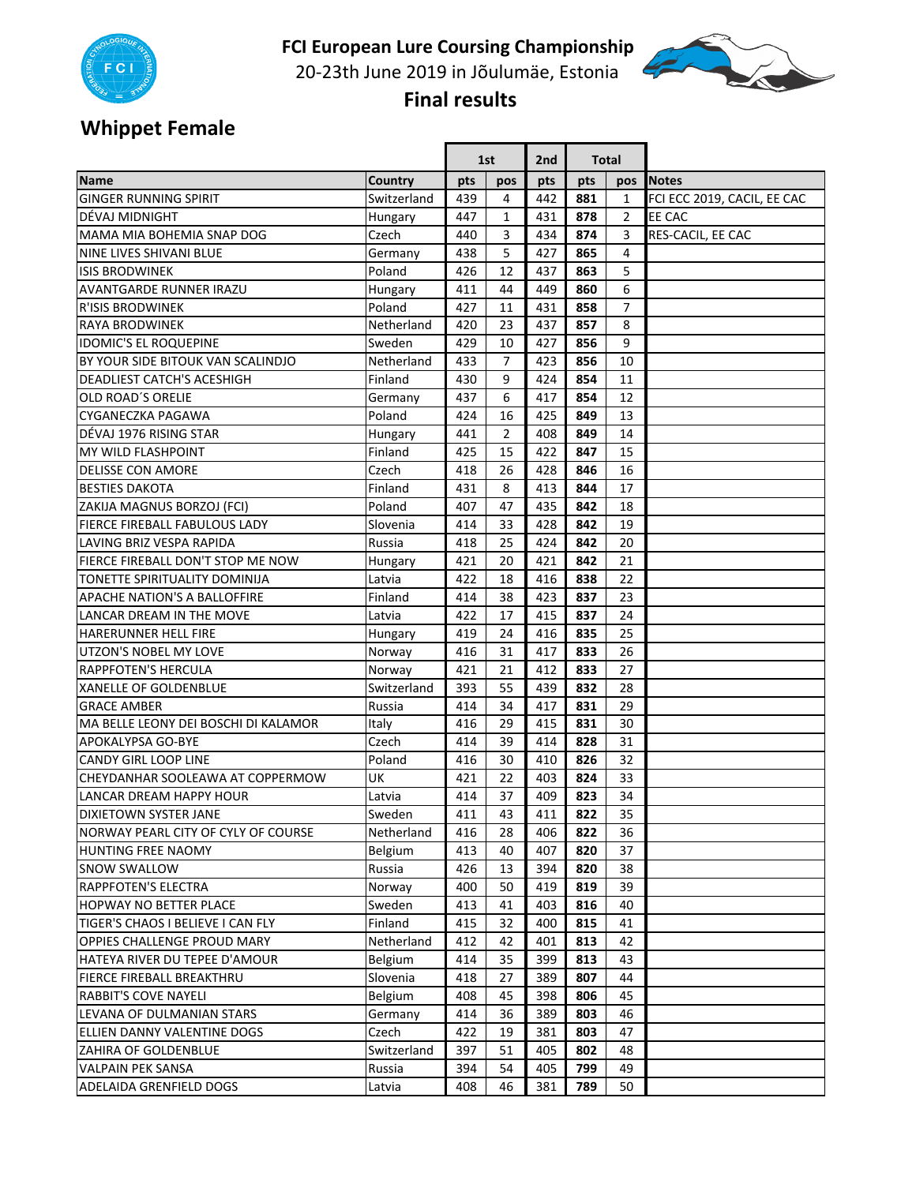# FCI European Lure Coursing Championship

20-23th June 2019 in Jõulumäe, Estonia

**Final results**

## Whippet Female

| | | 1st | | 2nd | Total | | |
|---|---|---|---|---|---|---|---|
| **Name** | **Country** | **pts** | **pos** | **pts** | **pts** | **pos** | **Notes** |
| GINGER RUNNING SPIRIT | Switzerland | 439 | 4 | 442 | **881** | 1 | FCI ECC 2019, CACIL, EE CAC |
| DÉVAJ MIDNIGHT | Hungary | 447 | 1 | 431 | **878** | 2 | EE CAC |
| MAMA MIA BOHEMIA SNAP DOG | Czech | 440 | 3 | 434 | **874** | 3 | RES-CACIL, EE CAC |
| NINE LIVES SHIVANI BLUE | Germany | 438 | 5 | 427 | **865** | 4 | |
| ISIS BRODWINEK | Poland | 426 | 12 | 437 | **863** | 5 | |
| AVANTGARDE RUNNER IRAZU | Hungary | 411 | 44 | 449 | **860** | 6 | |
| R'ISIS BRODWINEK | Poland | 427 | 11 | 431 | **858** | 7 | |
| RAYA BRODWINEK | Netherland | 420 | 23 | 437 | **857** | 8 | |
| IDOMIC'S EL ROQUEPINE | Sweden | 429 | 10 | 427 | **856** | 9 | |
| BY YOUR SIDE BITOUK VAN SCALINDJO | Netherland | 433 | 7 | 423 | **856** | 10 | |
| DEADLIEST CATCH'S ACESHIGH | Finland | 430 | 9 | 424 | **854** | 11 | |
| OLD ROAD´S ORELIE | Germany | 437 | 6 | 417 | **854** | 12 | |
| CYGANECZKA PAGAWA | Poland | 424 | 16 | 425 | **849** | 13 | |
| DÉVAJ 1976 RISING STAR | Hungary | 441 | 2 | 408 | **849** | 14 | |
| MY WILD FLASHPOINT | Finland | 425 | 15 | 422 | **847** | 15 | |
| DELISSE CON AMORE | Czech | 418 | 26 | 428 | **846** | 16 | |
| BESTIES DAKOTA | Finland | 431 | 8 | 413 | **844** | 17 | |
| ZAKIJA MAGNUS BORZOJ (FCI) | Poland | 407 | 47 | 435 | **842** | 18 | |
| FIERCE FIREBALL FABULOUS LADY | Slovenia | 414 | 33 | 428 | **842** | 19 | |
| LAVING BRIZ VESPA RAPIDA | Russia | 418 | 25 | 424 | **842** | 20 | |
| FIERCE FIREBALL DON'T STOP ME NOW | Hungary | 421 | 20 | 421 | **842** | 21 | |
| TONETTE SPIRITUALITY DOMINIJA | Latvia | 422 | 18 | 416 | **838** | 22 | |
| APACHE NATION'S A BALLOFFIRE | Finland | 414 | 38 | 423 | **837** | 23 | |
| LANCAR DREAM IN THE MOVE | Latvia | 422 | 17 | 415 | **837** | 24 | |
| HARERUNNER HELL FIRE | Hungary | 419 | 24 | 416 | **835** | 25 | |
| UTZON'S NOBEL MY LOVE | Norway | 416 | 31 | 417 | **833** | 26 | |
| RAPPFOTEN'S HERCULA | Norway | 421 | 21 | 412 | **833** | 27 | |
| XANELLE OF GOLDENBLUE | Switzerland | 393 | 55 | 439 | **832** | 28 | |
| GRACE AMBER | Russia | 414 | 34 | 417 | **831** | 29 | |
| MA BELLE LEONY DEI BOSCHI DI KALAMOR | Italy | 416 | 29 | 415 | **831** | 30 | |
| APOKALYPSA GO-BYE | Czech | 414 | 39 | 414 | **828** | 31 | |
| CANDY GIRL LOOP LINE | Poland | 416 | 30 | 410 | **826** | 32 | |
| CHEYDANHAR SOOLEAWA AT COPPERMOW | UK | 421 | 22 | 403 | **824** | 33 | |
| LANCAR DREAM HAPPY HOUR | Latvia | 414 | 37 | 409 | **823** | 34 | |
| DIXIETOWN SYSTER JANE | Sweden | 411 | 43 | 411 | **822** | 35 | |
| NORWAY PEARL CITY OF CYLY OF COURSE | Netherland | 416 | 28 | 406 | **822** | 36 | |
| HUNTING FREE NAOMY | Belgium | 413 | 40 | 407 | **820** | 37 | |
| SNOW SWALLOW | Russia | 426 | 13 | 394 | **820** | 38 | |
| RAPPFOTEN'S ELECTRA | Norway | 400 | 50 | 419 | **819** | 39 | |
| HOPWAY NO BETTER PLACE | Sweden | 413 | 41 | 403 | **816** | 40 | |
| TIGER'S CHAOS I BELIEVE I CAN FLY | Finland | 415 | 32 | 400 | **815** | 41 | |
| OPPIES CHALLENGE PROUD MARY | Netherland | 412 | 42 | 401 | **813** | 42 | |
| HATEYA RIVER DU TEPEE D'AMOUR | Belgium | 414 | 35 | 399 | **813** | 43 | |
| FIERCE FIREBALL BREAKTHRU | Slovenia | 418 | 27 | 389 | **807** | 44 | |
| RABBIT'S COVE NAYELI | Belgium | 408 | 45 | 398 | **806** | 45 | |
| LEVANA OF DULMANIAN STARS | Germany | 414 | 36 | 389 | **803** | 46 | |
| ELLIEN DANNY VALENTINE DOGS | Czech | 422 | 19 | 381 | **803** | 47 | |
| ZAHIRA OF GOLDENBLUE | Switzerland | 397 | 51 | 405 | **802** | 48 | |
| VALPAIN PEK SANSA | Russia | 394 | 54 | 405 | **799** | 49 | |
| ADELAIDA GRENFIELD DOGS | Latvia | 408 | 46 | 381 | **789** | 50 | |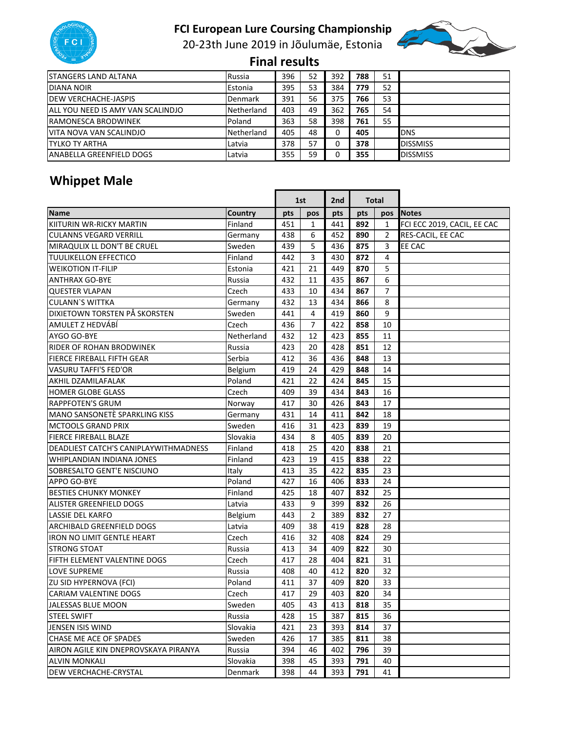# FCI European Lure Coursing Championship

20-23th June 2019 in Jõulumäe, Estonia

## Final results

| | | | | | | | |
|---|---|---|---|---|---|---|---|
| STANGERS LAND ALTANA | Russia | 396 | 52 | 392 | **788** | 51 | |
| DIANA NOIR | Estonia | 395 | 53 | 384 | **779** | 52 | |
| DEW VERCHACHE-JASPIS | Denmark | 391 | 56 | 375 | **766** | 53 | |
| ALL YOU NEED IS AMY VAN SCALINDJO | Netherland | 403 | 49 | 362 | **765** | 54 | |
| RAMONESCA BRODWINEK | Poland | 363 | 58 | 398 | **761** | 55 | |
| VITA NOVA VAN SCALINDJO | Netherland | 405 | 48 | 0 | **405** | | DNS |
| TYLKO TY ARTHA | Latvia | 378 | 57 | 0 | **378** | | DISSMISS |
| ANABELLA GREENFIELD DOGS | Latvia | 355 | 59 | 0 | **355** | | DISSMISS |

## Whippet Male

| | | 1st | | 2nd | Total | | |
|---|---|---|---|---|---|---|---|
| **Name** | **Country** | **pts** | **pos** | **pts** | **pts** | **pos** | **Notes** |
| KIITURIN WR-RICKY MARTIN | Finland | 451 | 1 | 441 | **892** | 1 | FCI ECC 2019, CACIL, EE CAC |
| CULANNS VEGARD VERRILL | Germany | 438 | 6 | 452 | **890** | 2 | RES-CACIL, EE CAC |
| MIRAQULIX LL DON'T BE CRUEL | Sweden | 439 | 5 | 436 | **875** | 3 | EE CAC |
| TUULIKELLON EFFECTICO | Finland | 442 | 3 | 430 | **872** | 4 | |
| WEIKOTION IT-FILIP | Estonia | 421 | 21 | 449 | **870** | 5 | |
| ANTHRAX GO-BYE | Russia | 432 | 11 | 435 | **867** | 6 | |
| QUESTER VLAPAN | Czech | 433 | 10 | 434 | **867** | 7 | |
| CULANN`S WITTKA | Germany | 432 | 13 | 434 | **866** | 8 | |
| DIXIETOWN TORSTEN PÅ SKORSTEN | Sweden | 441 | 4 | 419 | **860** | 9 | |
| AMULET Z HEDVÁBÍ | Czech | 436 | 7 | 422 | **858** | 10 | |
| AYGO GO-BYE | Netherland | 432 | 12 | 423 | **855** | 11 | |
| RIDER OF ROHAN BRODWINEK | Russia | 423 | 20 | 428 | **851** | 12 | |
| FIERCE FIREBALL FIFTH GEAR | Serbia | 412 | 36 | 436 | **848** | 13 | |
| VASURU TAFFI'S FED'OR | Belgium | 419 | 24 | 429 | **848** | 14 | |
| AKHIL DZAMILAFALAK | Poland | 421 | 22 | 424 | **845** | 15 | |
| HOMER GLOBE GLASS | Czech | 409 | 39 | 434 | **843** | 16 | |
| RAPPFOTEN'S GRUM | Norway | 417 | 30 | 426 | **843** | 17 | |
| MANO SANSONETÈ SPARKLING KISS | Germany | 431 | 14 | 411 | **842** | 18 | |
| MCTOOLS GRAND PRIX | Sweden | 416 | 31 | 423 | **839** | 19 | |
| FIERCE FIREBALL BLAZE | Slovakia | 434 | 8 | 405 | **839** | 20 | |
| DEADLIEST CATCH'S CANIPLAYWITHMADNESS | Finland | 418 | 25 | 420 | **838** | 21 | |
| WHIPLANDIAN INDIANA JONES | Finland | 423 | 19 | 415 | **838** | 22 | |
| SOBRESALTO GENT'E NISCIUNO | Italy | 413 | 35 | 422 | **835** | 23 | |
| APPO GO-BYE | Poland | 427 | 16 | 406 | **833** | 24 | |
| BESTIES CHUNKY MONKEY | Finland | 425 | 18 | 407 | **832** | 25 | |
| ALISTER GREENFIELD DOGS | Latvia | 433 | 9 | 399 | **832** | 26 | |
| LASSIE DEL KARFO | Belgium | 443 | 2 | 389 | **832** | 27 | |
| ARCHIBALD GREENFIELD DOGS | Latvia | 409 | 38 | 419 | **828** | 28 | |
| IRON NO LIMIT GENTLE HEART | Czech | 416 | 32 | 408 | **824** | 29 | |
| STRONG STOAT | Russia | 413 | 34 | 409 | **822** | 30 | |
| FIFTH ELEMENT VALENTINE DOGS | Czech | 417 | 28 | 404 | **821** | 31 | |
| LOVE SUPREME | Russia | 408 | 40 | 412 | **820** | 32 | |
| ZU SID HYPERNOVA (FCI) | Poland | 411 | 37 | 409 | **820** | 33 | |
| CARIAM VALENTINE DOGS | Czech | 417 | 29 | 403 | **820** | 34 | |
| JALESSAS BLUE MOON | Sweden | 405 | 43 | 413 | **818** | 35 | |
| STEEL SWIFT | Russia | 428 | 15 | 387 | **815** | 36 | |
| JENSEN ISIS WIND | Slovakia | 421 | 23 | 393 | **814** | 37 | |
| CHASE ME ACE OF SPADES | Sweden | 426 | 17 | 385 | **811** | 38 | |
| AIRON AGILE KIN DNEPROVSKAYA PIRANYA | Russia | 394 | 46 | 402 | **796** | 39 | |
| ALVIN MONKALI | Slovakia | 398 | 45 | 393 | **791** | 40 | |
| DEW VERCHACHE-CRYSTAL | Denmark | 398 | 44 | 393 | **791** | 41 | |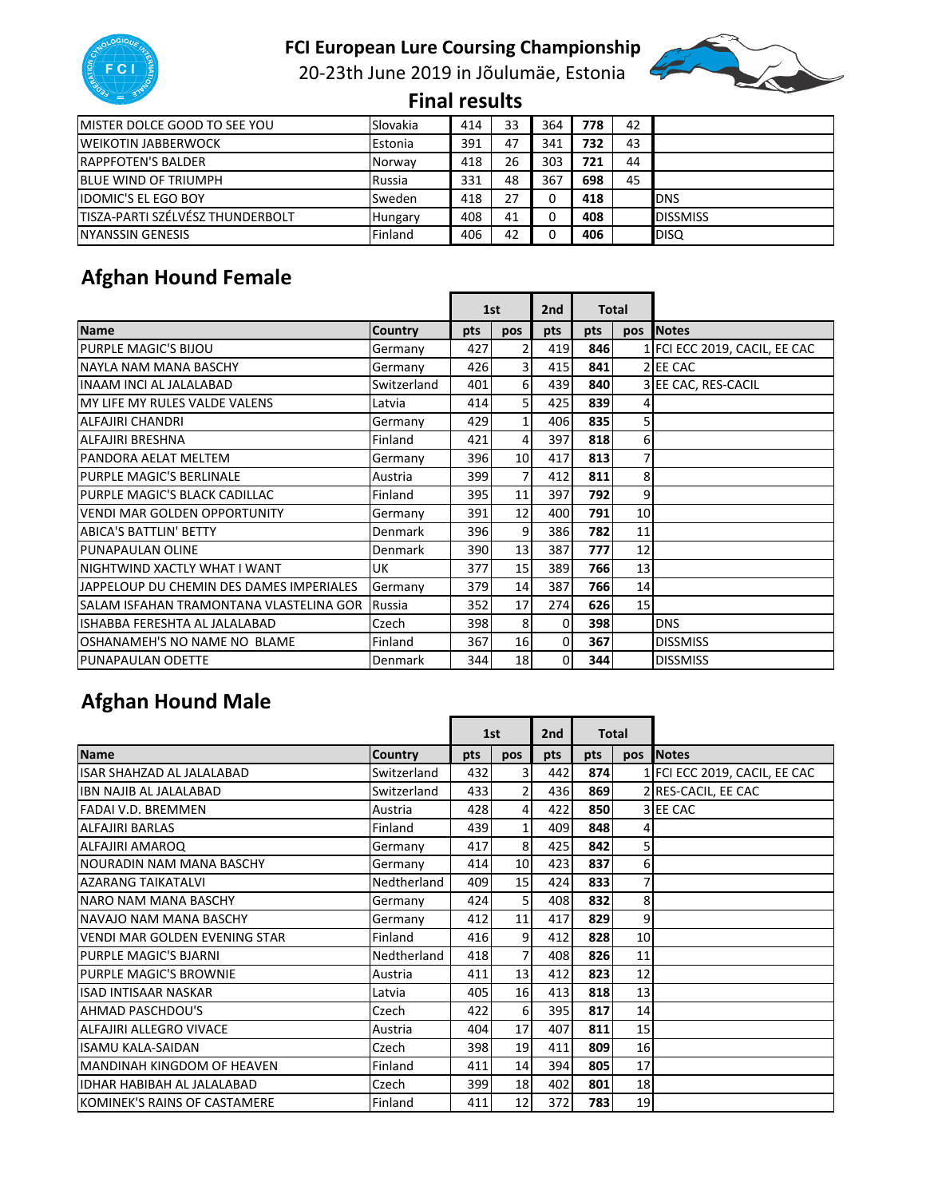# FCI European Lure Coursing Championship

20-23th June 2019 in Jõulumäe, Estonia

## Final results

| | | | | | | | |
|---|---|---|---|---|---|---|---|
| MISTER DOLCE GOOD TO SEE YOU | Slovakia | 414 | 33 | 364 | **778** | 42 | |
| WEIKOTIN JABBERWOCK | Estonia | 391 | 47 | 341 | **732** | 43 | |
| RAPPFOTEN'S BALDER | Norway | 418 | 26 | 303 | **721** | 44 | |
| BLUE WIND OF TRIUMPH | Russia | 331 | 48 | 367 | **698** | 45 | |
| IDOMIC'S EL EGO BOY | Sweden | 418 | 27 | 0 | **418** | | DNS |
| TISZA-PARTI SZÉLVÉSZ THUNDERBOLT | Hungary | 408 | 41 | 0 | **408** | | DISSMISS |
| NYANSSIN GENESIS | Finland | 406 | 42 | 0 | **406** | | DISQ |

## Afghan Hound Female

| | | 1st | | 2nd | Total | | |
|---|---|---|---|---|---|---|---|
| **Name** | **Country** | **pts** | **pos** | **pts** | **pts** | **pos** | **Notes** |
| PURPLE MAGIC'S BIJOU | Germany | 427 | 2 | 419 | **846** | 1 | FCI ECC 2019, CACIL, EE CAC |
| NAYLA NAM MANA BASCHY | Germany | 426 | 3 | 415 | **841** | 2 | EE CAC |
| INAAM INCI AL JALALABAD | Switzerland | 401 | 6 | 439 | **840** | 3 | EE CAC, RES-CACIL |
| MY LIFE MY RULES VALDE VALENS | Latvia | 414 | 5 | 425 | **839** | 4 | |
| ALFAJIRI CHANDRI | Germany | 429 | 1 | 406 | **835** | 5 | |
| ALFAJIRI BRESHNA | Finland | 421 | 4 | 397 | **818** | 6 | |
| PANDORA AELAT MELTEM | Germany | 396 | 10 | 417 | **813** | 7 | |
| PURPLE MAGIC'S BERLINALE | Austria | 399 | 7 | 412 | **811** | 8 | |
| PURPLE MAGIC'S BLACK CADILLAC | Finland | 395 | 11 | 397 | **792** | 9 | |
| VENDI MAR GOLDEN OPPORTUNITY | Germany | 391 | 12 | 400 | **791** | 10 | |
| ABICA'S BATTLIN' BETTY | Denmark | 396 | 9 | 386 | **782** | 11 | |
| PUNAPAULAN OLINE | Denmark | 390 | 13 | 387 | **777** | 12 | |
| NIGHTWIND XACTLY WHAT I WANT | UK | 377 | 15 | 389 | **766** | 13 | |
| JAPPELOUP DU CHEMIN DES DAMES IMPERIALES | Germany | 379 | 14 | 387 | **766** | 14 | |
| SALAM ISFAHAN TRAMONTANA VLASTELINA GOR | Russia | 352 | 17 | 274 | **626** | 15 | |
| ISHABBA FERESHTA AL JALALABAD | Czech | 398 | 8 | 0 | **398** | | DNS |
| OSHANAMEH'S NO NAME NO BLAME | Finland | 367 | 16 | 0 | **367** | | DISSMISS |
| PUNAPAULAN ODETTE | Denmark | 344 | 18 | 0 | **344** | | DISSMISS |

## Afghan Hound Male

| | | 1st | | 2nd | Total | | |
|---|---|---|---|---|---|---|---|
| **Name** | **Country** | **pts** | **pos** | **pts** | **pts** | **pos** | **Notes** |
| ISAR SHAHZAD AL JALALABAD | Switzerland | 432 | 3 | 442 | **874** | 1 | FCI ECC 2019, CACIL, EE CAC |
| IBN NAJIB AL JALALABAD | Switzerland | 433 | 2 | 436 | **869** | 2 | RES-CACIL, EE CAC |
| FADAI V.D. BREMMEN | Austria | 428 | 4 | 422 | **850** | 3 | EE CAC |
| ALFAJIRI BARLAS | Finland | 439 | 1 | 409 | **848** | 4 | |
| ALFAJIRI AMAROQ | Germany | 417 | 8 | 425 | **842** | 5 | |
| NOURADIN NAM MANA BASCHY | Germany | 414 | 10 | 423 | **837** | 6 | |
| AZARANG TAIKATALVI | Nedtherland | 409 | 15 | 424 | **833** | 7 | |
| NARO NAM MANA BASCHY | Germany | 424 | 5 | 408 | **832** | 8 | |
| NAVAJO NAM MANA BASCHY | Germany | 412 | 11 | 417 | **829** | 9 | |
| VENDI MAR GOLDEN EVENING STAR | Finland | 416 | 9 | 412 | **828** | 10 | |
| PURPLE MAGIC'S BJARNI | Nedtherland | 418 | 7 | 408 | **826** | 11 | |
| PURPLE MAGIC'S BROWNIE | Austria | 411 | 13 | 412 | **823** | 12 | |
| ISAD INTISAAR NASKAR | Latvia | 405 | 16 | 413 | **818** | 13 | |
| AHMAD PASCHDOU'S | Czech | 422 | 6 | 395 | **817** | 14 | |
| ALFAJIRI ALLEGRO VIVACE | Austria | 404 | 17 | 407 | **811** | 15 | |
| ISAMU KALA-SAIDAN | Czech | 398 | 19 | 411 | **809** | 16 | |
| MANDINAH KINGDOM OF HEAVEN | Finland | 411 | 14 | 394 | **805** | 17 | |
| IDHAR HABIBAH AL JALALABAD | Czech | 399 | 18 | 402 | **801** | 18 | |
| KOMINEK'S RAINS OF CASTAMERE | Finland | 411 | 12 | 372 | **783** | 19 | |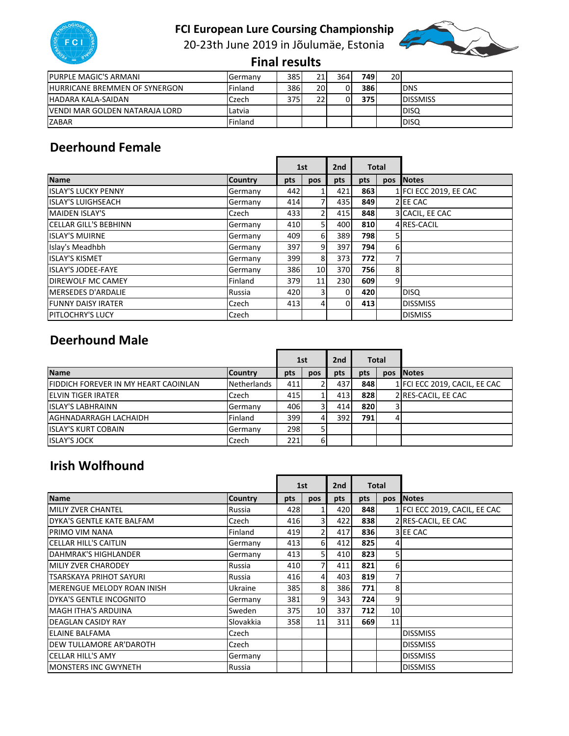# FCI European Lure Coursing Championship

20-23th June 2019 in Jõulumäe, Estonia

## Final results

| | | | | | | | |
|---|---|---|---|---|---|---|---|
| PURPLE MAGIC'S ARMANI | Germany | 385 | 21 | 364 | **749** | 20 | |
| HURRICANE BREMMEN OF SYNERGON | Finland | 386 | 20 | 0 | **386** | | DNS |
| HADARA KALA-SAIDAN | Czech | 375 | 22 | 0 | **375** | | DISSMISS |
| VENDI MAR GOLDEN NATARAJA LORD | Latvia | | | | | | DISQ |
| ZABAR | Finland | | | | | | DISQ |

## Deerhound Female

| | | 1st | | 2nd | Total | | |
|---|---|---|---|---|---|---|---|
| **Name** | **Country** | **pts** | **pos** | **pts** | **pts** | **pos** | **Notes** |
| ISLAY'S LUCKY PENNY | Germany | 442 | 1 | 421 | **863** | 1 | FCI ECC 2019, EE CAC |
| ISLAY'S LUIGHSEACH | Germany | 414 | 7 | 435 | **849** | 2 | EE CAC |
| MAIDEN ISLAY'S | Czech | 433 | 2 | 415 | **848** | 3 | CACIL, EE CAC |
| CELLAR GILL'S BEBHINN | Germany | 410 | 5 | 400 | **810** | 4 | RES-CACIL |
| ISLAY'S MUIRNE | Germany | 409 | 6 | 389 | **798** | 5 | |
| Islay's Meadhbh | Germany | 397 | 9 | 397 | **794** | 6 | |
| ISLAY'S KISMET | Germany | 399 | 8 | 373 | **772** | 7 | |
| ISLAY'S JODEE-FAYE | Germany | 386 | 10 | 370 | **756** | 8 | |
| DIREWOLF MC CAMEY | Finland | 379 | 11 | 230 | **609** | 9 | |
| MERSEDES D'ARDALIE | Russia | 420 | 3 | 0 | **420** | | DISQ |
| FUNNY DAISY IRATER | Czech | 413 | 4 | 0 | **413** | | DISSMISS |
| PITLOCHRY'S LUCY | Czech | | | | | | DISMISS |

## Deerhound Male

| | | 1st | | 2nd | Total | | |
|---|---|---|---|---|---|---|---|
| **Name** | **Country** | **pts** | **pos** | **pts** | **pts** | **pos** | **Notes** |
| FIDDICH FOREVER IN MY HEART CAOINLAN | Netherlands | 411 | 2 | 437 | **848** | 1 | FCI ECC 2019, CACIL, EE CAC |
| ELVIN TIGER IRATER | Czech | 415 | 1 | 413 | **828** | 2 | RES-CACIL, EE CAC |
| ISLAY'S LABHRAINN | Germany | 406 | 3 | 414 | **820** | 3 | |
| AGHNADARRAGH LACHAIDH | Finland | 399 | 4 | 392 | **791** | 4 | |
| ISLAY'S KURT COBAIN | Germany | 298 | 5 | | | | |
| ISLAY'S JOCK | Czech | 221 | 6 | | | | |

## Irish Wolfhound

| | | 1st | | 2nd | Total | | |
|---|---|---|---|---|---|---|---|
| **Name** | **Country** | **pts** | **pos** | **pts** | **pts** | **pos** | **Notes** |
| MILIY ZVER CHANTEL | Russia | 428 | 1 | 420 | **848** | 1 | FCI ECC 2019, CACIL, EE CAC |
| DYKA'S GENTLE KATE BALFAM | Czech | 416 | 3 | 422 | **838** | 2 | RES-CACIL, EE CAC |
| PRIMO VIM NANA | Finland | 419 | 2 | 417 | **836** | 3 | EE CAC |
| CELLAR HILL'S CAITLIN | Germany | 413 | 6 | 412 | **825** | 4 | |
| DAHMRAK'S HIGHLANDER | Germany | 413 | 5 | 410 | **823** | 5 | |
| MILIY ZVER CHARODEY | Russia | 410 | 7 | 411 | **821** | 6 | |
| TSARSKAYA PRIHOT SAYURI | Russia | 416 | 4 | 403 | **819** | 7 | |
| MERENGUE MELODY ROAN INISH | Ukraine | 385 | 8 | 386 | **771** | 8 | |
| DYKA'S GENTLE INCOGNITO | Germany | 381 | 9 | 343 | **724** | 9 | |
| MAGH ITHA'S ARDUINA | Sweden | 375 | 10 | 337 | **712** | 10 | |
| DEAGLAN CASIDY RAY | Slovakkia | 358 | 11 | 311 | **669** | 11 | |
| ELAINE BALFAMA | Czech | | | | | | DISSMISS |
| DEW TULLAMORE AR'DAROTH | Czech | | | | | | DISSMISS |
| CELLAR HILL'S AMY | Germany | | | | | | DISSMISS |
| MONSTERS INC GWYNETH | Russia | | | | | | DISSMISS |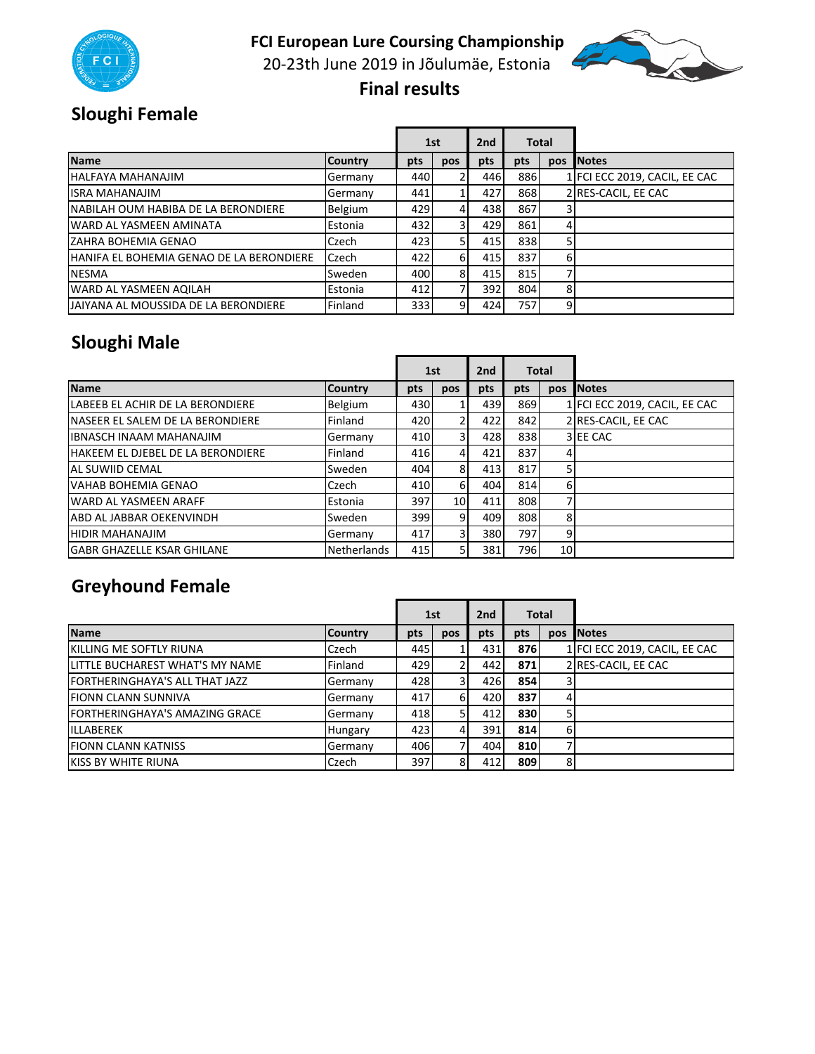# FCI European Lure Coursing Championship

20-23th June 2019 in Jõulumäe, Estonia

**Final results**

## Sloughi Female

| | | 1st | | 2nd | Total | | |
|---|---|---|---|---|---|---|---|
| **Name** | **Country** | **pts** | **pos** | **pts** | **pts** | **pos** | **Notes** |
| HALFAYA MAHANAJIM | Germany | 440 | 2 | 446 | 886 | 1 | FCI ECC 2019, CACIL, EE CAC |
| ISRA MAHANAJIM | Germany | 441 | 1 | 427 | 868 | 2 | RES-CACIL, EE CAC |
| NABILAH OUM HABIBA DE LA BERONDIERE | Belgium | 429 | 4 | 438 | 867 | 3 | |
| WARD AL YASMEEN AMINATA | Estonia | 432 | 3 | 429 | 861 | 4 | |
| ZAHRA BOHEMIA GENAO | Czech | 423 | 5 | 415 | 838 | 5 | |
| HANIFA EL BOHEMIA GENAO DE LA BERONDIERE | Czech | 422 | 6 | 415 | 837 | 6 | |
| NESMA | Sweden | 400 | 8 | 415 | 815 | 7 | |
| WARD AL YASMEEN AQILAH | Estonia | 412 | 7 | 392 | 804 | 8 | |
| JAIYANA AL MOUSSIDA DE LA BERONDIERE | Finland | 333 | 9 | 424 | 757 | 9 | |

## Sloughi Male

| | | 1st | | 2nd | Total | | |
|---|---|---|---|---|---|---|---|
| **Name** | **Country** | **pts** | **pos** | **pts** | **pts** | **pos** | **Notes** |
| LABEEB EL ACHIR DE LA BERONDIERE | Belgium | 430 | 1 | 439 | 869 | 1 | FCI ECC 2019, CACIL, EE CAC |
| NASEER EL SALEM DE LA BERONDIERE | Finland | 420 | 2 | 422 | 842 | 2 | RES-CACIL, EE CAC |
| IBNASCH INAAM MAHANAJIM | Germany | 410 | 3 | 428 | 838 | 3 | EE CAC |
| HAKEEM EL DJEBEL DE LA BERONDIERE | Finland | 416 | 4 | 421 | 837 | 4 | |
| AL SUWIID CEMAL | Sweden | 404 | 8 | 413 | 817 | 5 | |
| VAHAB BOHEMIA GENAO | Czech | 410 | 6 | 404 | 814 | 6 | |
| WARD AL YASMEEN ARAFF | Estonia | 397 | 10 | 411 | 808 | 7 | |
| ABD AL JABBAR OEKENVINDH | Sweden | 399 | 9 | 409 | 808 | 8 | |
| HIDIR MAHANAJIM | Germany | 417 | 3 | 380 | 797 | 9 | |
| GABR GHAZELLE KSAR GHILANE | Netherlands | 415 | 5 | 381 | 796 | 10 | |

## Greyhound Female

| | | 1st | | 2nd | Total | | |
|---|---|---|---|---|---|---|---|
| **Name** | **Country** | **pts** | **pos** | **pts** | **pts** | **pos** | **Notes** |
| KILLING ME SOFTLY RIUNA | Czech | 445 | 1 | 431 | **876** | 1 | FCI ECC 2019, CACIL, EE CAC |
| LITTLE BUCHAREST WHAT'S MY NAME | Finland | 429 | 2 | 442 | **871** | 2 | RES-CACIL, EE CAC |
| FORTHERINGHAYA'S ALL THAT JAZZ | Germany | 428 | 3 | 426 | **854** | 3 | |
| FIONN CLANN SUNNIVA | Germany | 417 | 6 | 420 | **837** | 4 | |
| FORTHERINGHAYA'S AMAZING GRACE | Germany | 418 | 5 | 412 | **830** | 5 | |
| ILLABEREK | Hungary | 423 | 4 | 391 | **814** | 6 | |
| FIONN CLANN KATNISS | Germany | 406 | 7 | 404 | **810** | 7 | |
| KISS BY WHITE RIUNA | Czech | 397 | 8 | 412 | **809** | 8 | |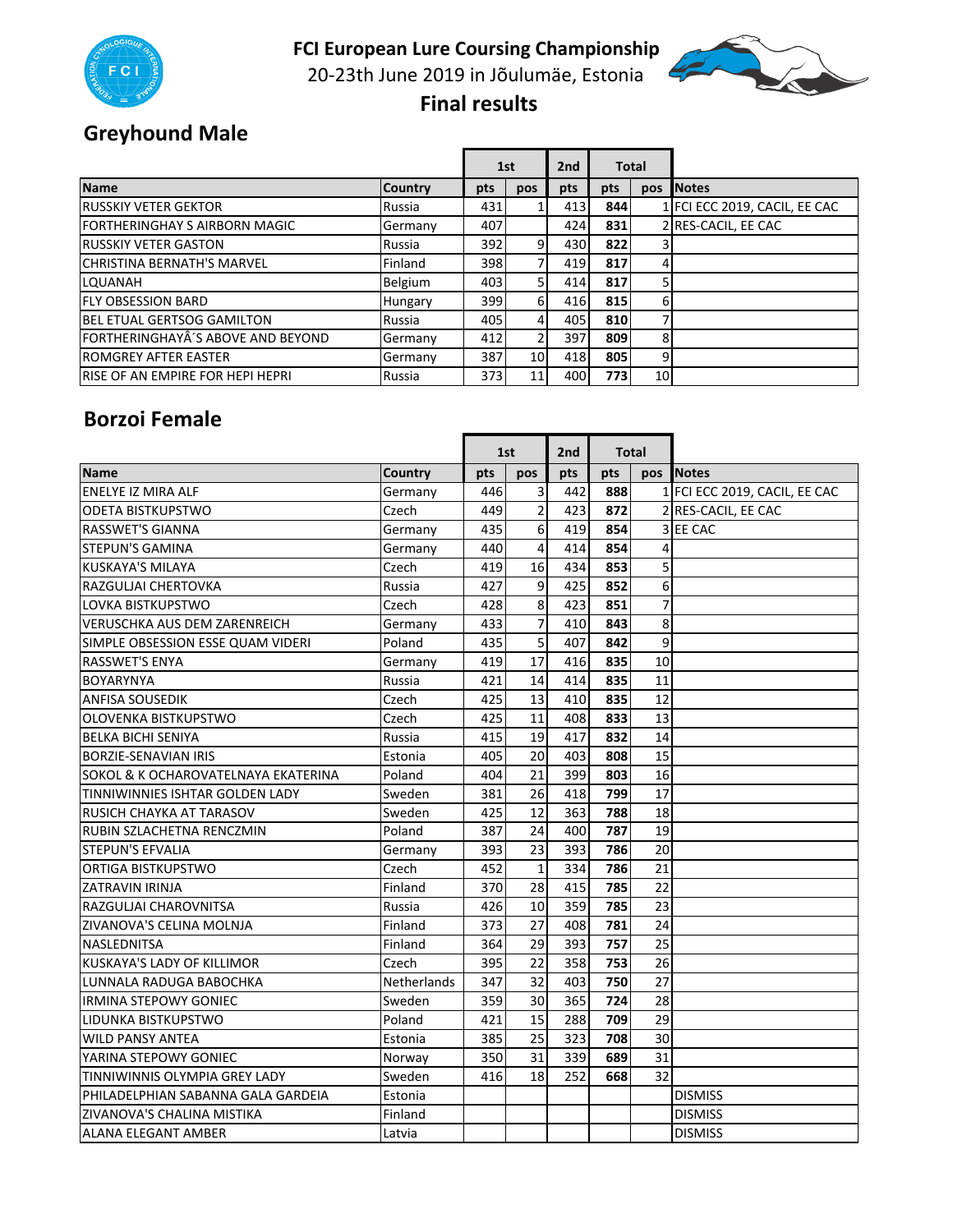# FCI European Lure Coursing Championship

20-23th June 2019 in Jõulumäe, Estonia

**Final results**

## Greyhound Male

| | | 1st | | 2nd | Total | | |
|---|---|---|---|---|---|---|---|
| **Name** | **Country** | **pts** | **pos** | **pts** | **pts** | **pos** | **Notes** |
| RUSSKIY VETER GEKTOR | Russia | 431 | 1 | 413 | **844** | 1 | FCI ECC 2019, CACIL, EE CAC |
| FORTHERINGHAY S AIRBORN MAGIC | Germany | 407 | | 424 | **831** | 2 | RES-CACIL, EE CAC |
| RUSSKIY VETER GASTON | Russia | 392 | 9 | 430 | **822** | 3 | |
| CHRISTINA BERNATH'S MARVEL | Finland | 398 | 7 | 419 | **817** | 4 | |
| LQUANAH | Belgium | 403 | 5 | 414 | **817** | 5 | |
| FLY OBSESSION BARD | Hungary | 399 | 6 | 416 | **815** | 6 | |
| BEL ETUAL GERTSOG GAMILTON | Russia | 405 | 4 | 405 | **810** | 7 | |
| FORTHERINGHAYÂ´S ABOVE AND BEYOND | Germany | 412 | 2 | 397 | **809** | 8 | |
| ROMGREY AFTER EASTER | Germany | 387 | 10 | 418 | **805** | 9 | |
| RISE OF AN EMPIRE FOR HEPI HEPRI | Russia | 373 | 11 | 400 | **773** | 10 | |

## Borzoi Female

| | | 1st | | 2nd | Total | | |
|---|---|---|---|---|---|---|---|
| **Name** | **Country** | **pts** | **pos** | **pts** | **pts** | **pos** | **Notes** |
| ENELYE IZ MIRA ALF | Germany | 446 | 3 | 442 | **888** | 1 | FCI ECC 2019, CACIL, EE CAC |
| ODETA BISTKUPSTWO | Czech | 449 | 2 | 423 | **872** | 2 | RES-CACIL, EE CAC |
| RASSWET'S GIANNA | Germany | 435 | 6 | 419 | **854** | 3 | EE CAC |
| STEPUN'S GAMINA | Germany | 440 | 4 | 414 | **854** | 4 | |
| KUSKAYA'S MILAYA | Czech | 419 | 16 | 434 | **853** | 5 | |
| RAZGULJAI CHERTOVKA | Russia | 427 | 9 | 425 | **852** | 6 | |
| LOVKA BISTKUPSTWO | Czech | 428 | 8 | 423 | **851** | 7 | |
| VERUSCHKA AUS DEM ZARENREICH | Germany | 433 | 7 | 410 | **843** | 8 | |
| SIMPLE OBSESSION ESSE QUAM VIDERI | Poland | 435 | 5 | 407 | **842** | 9 | |
| RASSWET'S ENYA | Germany | 419 | 17 | 416 | **835** | 10 | |
| BOYARYNYA | Russia | 421 | 14 | 414 | **835** | 11 | |
| ANFISA SOUSEDIK | Czech | 425 | 13 | 410 | **835** | 12 | |
| OLOVENKA BISTKUPSTWO | Czech | 425 | 11 | 408 | **833** | 13 | |
| BELKA BICHI SENIYA | Russia | 415 | 19 | 417 | **832** | 14 | |
| BORZIE-SENAVIAN IRIS | Estonia | 405 | 20 | 403 | **808** | 15 | |
| SOKOL & K OCHAROVATELNAYA EKATERINA | Poland | 404 | 21 | 399 | **803** | 16 | |
| TINNIWINNIES ISHTAR GOLDEN LADY | Sweden | 381 | 26 | 418 | **799** | 17 | |
| RUSICH CHAYKA AT TARASOV | Sweden | 425 | 12 | 363 | **788** | 18 | |
| RUBIN SZLACHETNA RENCZMIN | Poland | 387 | 24 | 400 | **787** | 19 | |
| STEPUN'S EFVALIA | Germany | 393 | 23 | 393 | **786** | 20 | |
| ORTIGA BISTKUPSTWO | Czech | 452 | 1 | 334 | **786** | 21 | |
| ZATRAVIN IRINJA | Finland | 370 | 28 | 415 | **785** | 22 | |
| RAZGULJAI CHAROVNITSA | Russia | 426 | 10 | 359 | **785** | 23 | |
| ZIVANOVA'S CELINA MOLNJA | Finland | 373 | 27 | 408 | **781** | 24 | |
| NASLEDNITSA | Finland | 364 | 29 | 393 | **757** | 25 | |
| KUSKAYA'S LADY OF KILLIMOR | Czech | 395 | 22 | 358 | **753** | 26 | |
| LUNNALA RADUGA BABOCHKA | Netherlands | 347 | 32 | 403 | **750** | 27 | |
| IRMINA STEPOWY GONIEC | Sweden | 359 | 30 | 365 | **724** | 28 | |
| LIDUNKA BISTKUPSTWO | Poland | 421 | 15 | 288 | **709** | 29 | |
| WILD PANSY ANTEA | Estonia | 385 | 25 | 323 | **708** | 30 | |
| YARINA STEPOWY GONIEC | Norway | 350 | 31 | 339 | **689** | 31 | |
| TINNIWINNIS OLYMPIA GREY LADY | Sweden | 416 | 18 | 252 | **668** | 32 | |
| PHILADELPHIAN SABANNA GALA GARDEIA | Estonia | | | | | | DISMISS |
| ZIVANOVA'S CHALINA MISTIKA | Finland | | | | | | DISMISS |
| ALANA ELEGANT AMBER | Latvia | | | | | | DISMISS |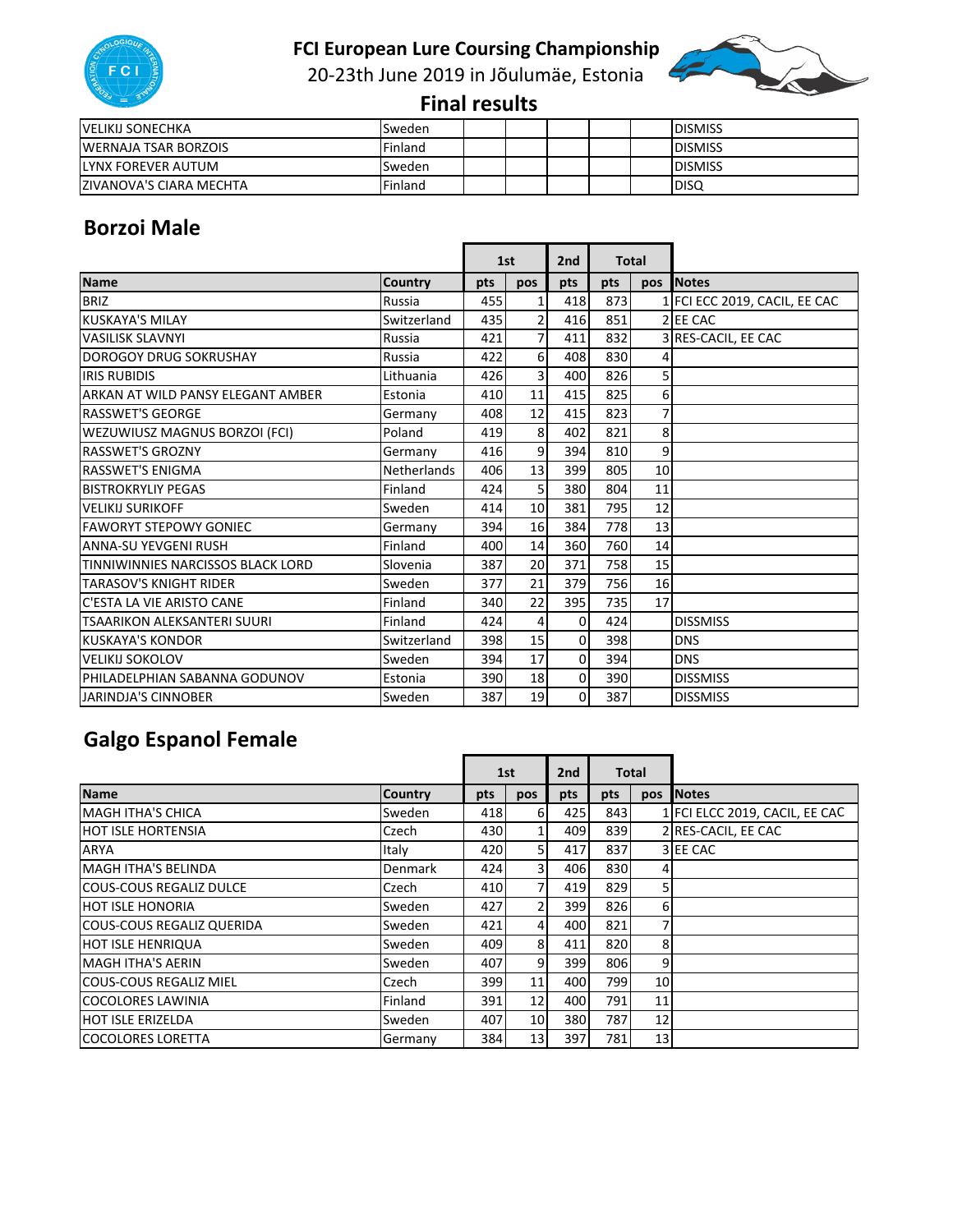# FCI European Lure Coursing Championship

20-23th June 2019 in Jõulumäe, Estonia

## Final results

| Name | Country | 1st pts | 1st pos | 2nd pts | Total pts | Total pos | Notes |
|---|---|---|---|---|---|---|---|
| VELIKIJ SONECHKA | Sweden | | | | | | DISMISS |
| WERNAJA TSAR BORZOIS | Finland | | | | | | DISMISS |
| LYNX FOREVER AUTUM | Sweden | | | | | | DISMISS |
| ZIVANOVA'S CIARA MECHTA | Finland | | | | | | DISQ |

## Borzoi Male

| | | 1st | | 2nd | Total | | |
|---|---|---|---|---|---|---|---|
| Name | Country | pts | pos | pts | pts | pos | Notes |
| BRIZ | Russia | 455 | 1 | 418 | 873 | 1 | FCI ECC 2019, CACIL, EE CAC |
| KUSKAYA'S MILAY | Switzerland | 435 | 2 | 416 | 851 | 2 | EE CAC |
| VASILISK SLAVNYI | Russia | 421 | 7 | 411 | 832 | 3 | RES-CACIL, EE CAC |
| DOROGOY DRUG SOKRUSHAY | Russia | 422 | 6 | 408 | 830 | 4 | |
| IRIS RUBIDIS | Lithuania | 426 | 3 | 400 | 826 | 5 | |
| ARKAN AT WILD PANSY ELEGANT AMBER | Estonia | 410 | 11 | 415 | 825 | 6 | |
| RASSWET'S GEORGE | Germany | 408 | 12 | 415 | 823 | 7 | |
| WEZUWIUSZ MAGNUS BORZOI (FCI) | Poland | 419 | 8 | 402 | 821 | 8 | |
| RASSWET'S GROZNY | Germany | 416 | 9 | 394 | 810 | 9 | |
| RASSWET'S ENIGMA | Netherlands | 406 | 13 | 399 | 805 | 10 | |
| BISTROKRYLIY PEGAS | Finland | 424 | 5 | 380 | 804 | 11 | |
| VELIKIJ SURIKOFF | Sweden | 414 | 10 | 381 | 795 | 12 | |
| FAWORYT STEPOWY GONIEC | Germany | 394 | 16 | 384 | 778 | 13 | |
| ANNA-SU YEVGENI RUSH | Finland | 400 | 14 | 360 | 760 | 14 | |
| TINNIWINNIES NARCISSOS BLACK LORD | Slovenia | 387 | 20 | 371 | 758 | 15 | |
| TARASOV'S KNIGHT RIDER | Sweden | 377 | 21 | 379 | 756 | 16 | |
| C'ESTA LA VIE ARISTO CANE | Finland | 340 | 22 | 395 | 735 | 17 | |
| TSAARIKON ALEKSANTERI SUURI | Finland | 424 | 4 | 0 | 424 | | DISSMISS |
| KUSKAYA'S KONDOR | Switzerland | 398 | 15 | 0 | 398 | | DNS |
| VELIKIJ SOKOLOV | Sweden | 394 | 17 | 0 | 394 | | DNS |
| PHILADELPHIAN SABANNA GODUNOV | Estonia | 390 | 18 | 0 | 390 | | DISSMISS |
| JARINDJA'S CINNOBER | Sweden | 387 | 19 | 0 | 387 | | DISSMISS |

## Galgo Espanol Female

| | | 1st | | 2nd | Total | | |
|---|---|---|---|---|---|---|---|
| Name | Country | pts | pos | pts | pts | pos | Notes |
| MAGH ITHA'S CHICA | Sweden | 418 | 6 | 425 | 843 | 1 | FCI ELCC 2019, CACIL, EE CAC |
| HOT ISLE HORTENSIA | Czech | 430 | 1 | 409 | 839 | 2 | RES-CACIL, EE CAC |
| ARYA | Italy | 420 | 5 | 417 | 837 | 3 | EE CAC |
| MAGH ITHA'S BELINDA | Denmark | 424 | 3 | 406 | 830 | 4 | |
| COUS-COUS REGALIZ DULCE | Czech | 410 | 7 | 419 | 829 | 5 | |
| HOT ISLE HONORIA | Sweden | 427 | 2 | 399 | 826 | 6 | |
| COUS-COUS REGALIZ QUERIDA | Sweden | 421 | 4 | 400 | 821 | 7 | |
| HOT ISLE HENRIQUA | Sweden | 409 | 8 | 411 | 820 | 8 | |
| MAGH ITHA'S AERIN | Sweden | 407 | 9 | 399 | 806 | 9 | |
| COUS-COUS REGALIZ MIEL | Czech | 399 | 11 | 400 | 799 | 10 | |
| COCOLORES LAWINIA | Finland | 391 | 12 | 400 | 791 | 11 | |
| HOT ISLE ERIZELDA | Sweden | 407 | 10 | 380 | 787 | 12 | |
| COCOLORES LORETTA | Germany | 384 | 13 | 397 | 781 | 13 | |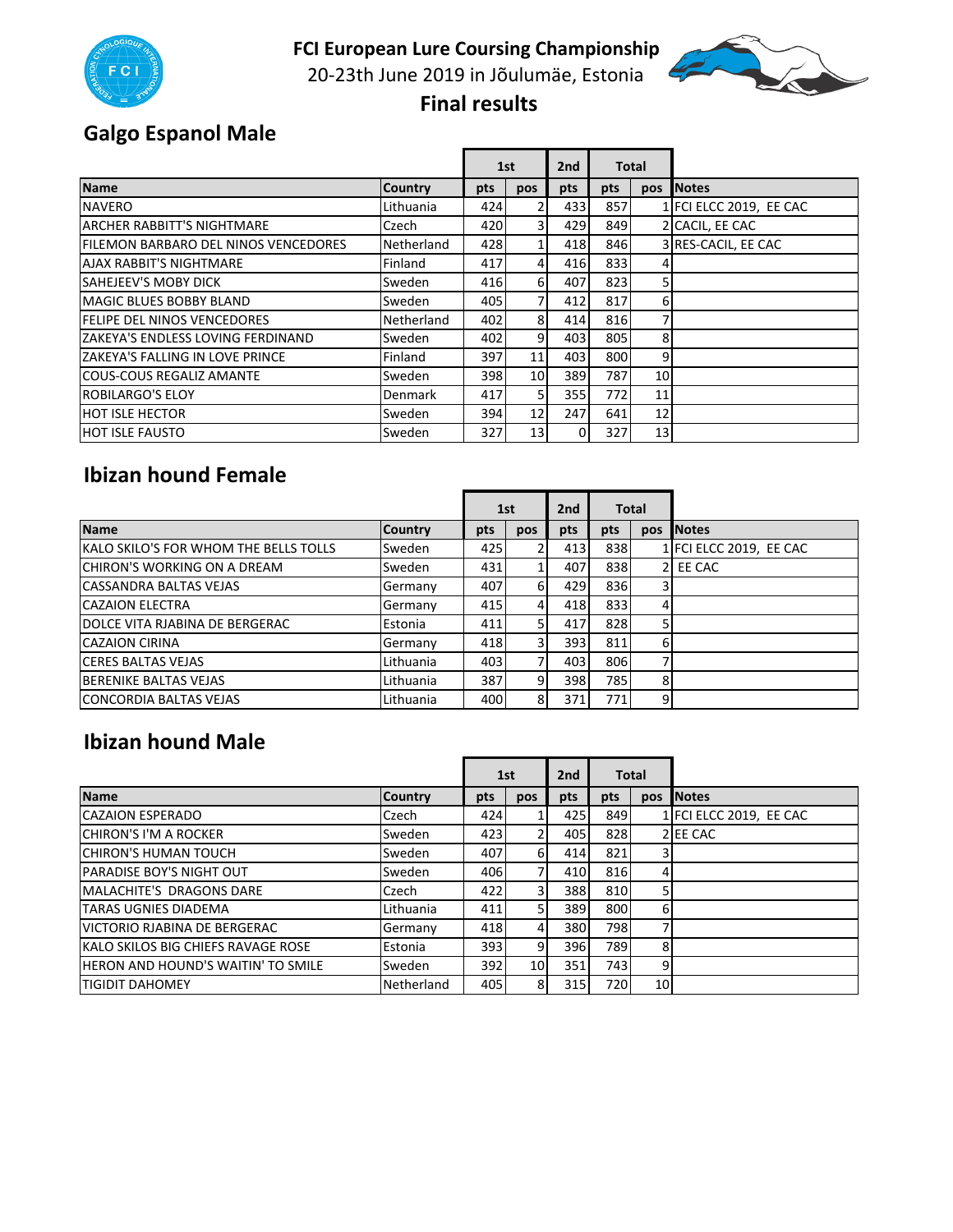# FCI European Lure Coursing Championship

20-23th June 2019 in Jõulumäe, Estonia

**Final results**

## Galgo Espanol Male

| | | 1st | | 2nd | Total | | |
|---|---|---|---|---|---|---|---|
| Name | Country | pts | pos | pts | pts | pos | Notes |
| NAVERO | Lithuania | 424 | 2 | 433 | 857 | 1 | FCI ELCC 2019, EE CAC |
| ARCHER RABBITT'S NIGHTMARE | Czech | 420 | 3 | 429 | 849 | 2 | CACIL, EE CAC |
| FILEMON BARBARO DEL NINOS VENCEDORES | Netherland | 428 | 1 | 418 | 846 | 3 | RES-CACIL, EE CAC |
| AJAX RABBIT'S NIGHTMARE | Finland | 417 | 4 | 416 | 833 | 4 | |
| SAHEJEEV'S MOBY DICK | Sweden | 416 | 6 | 407 | 823 | 5 | |
| MAGIC BLUES BOBBY BLAND | Sweden | 405 | 7 | 412 | 817 | 6 | |
| FELIPE DEL NINOS VENCEDORES | Netherland | 402 | 8 | 414 | 816 | 7 | |
| ZAKEYA'S ENDLESS LOVING FERDINAND | Sweden | 402 | 9 | 403 | 805 | 8 | |
| ZAKEYA'S FALLING IN LOVE PRINCE | Finland | 397 | 11 | 403 | 800 | 9 | |
| COUS-COUS REGALIZ AMANTE | Sweden | 398 | 10 | 389 | 787 | 10 | |
| ROBILARGO'S ELOY | Denmark | 417 | 5 | 355 | 772 | 11 | |
| HOT ISLE HECTOR | Sweden | 394 | 12 | 247 | 641 | 12 | |
| HOT ISLE FAUSTO | Sweden | 327 | 13 | 0 | 327 | 13 | |

## Ibizan hound Female

| | | 1st | | 2nd | Total | | |
|---|---|---|---|---|---|---|---|
| Name | Country | pts | pos | pts | pts | pos | Notes |
| KALO SKILO'S FOR WHOM THE BELLS TOLLS | Sweden | 425 | 2 | 413 | 838 | 1 | FCI ELCC 2019, EE CAC |
| CHIRON'S WORKING ON A DREAM | Sweden | 431 | 1 | 407 | 838 | 2 | EE CAC |
| CASSANDRA BALTAS VEJAS | Germany | 407 | 6 | 429 | 836 | 3 | |
| CAZAION ELECTRA | Germany | 415 | 4 | 418 | 833 | 4 | |
| DOLCE VITA RJABINA DE BERGERAC | Estonia | 411 | 5 | 417 | 828 | 5 | |
| CAZAION CIRINA | Germany | 418 | 3 | 393 | 811 | 6 | |
| CERES BALTAS VEJAS | Lithuania | 403 | 7 | 403 | 806 | 7 | |
| BERENIKE BALTAS VEJAS | Lithuania | 387 | 9 | 398 | 785 | 8 | |
| CONCORDIA BALTAS VEJAS | Lithuania | 400 | 8 | 371 | 771 | 9 | |

## Ibizan hound Male

| | | 1st | | 2nd | Total | | |
|---|---|---|---|---|---|---|---|
| Name | Country | pts | pos | pts | pts | pos | Notes |
| CAZAION ESPERADO | Czech | 424 | 1 | 425 | 849 | 1 | FCI ELCC 2019, EE CAC |
| CHIRON'S I'M A ROCKER | Sweden | 423 | 2 | 405 | 828 | 2 | EE CAC |
| CHIRON'S HUMAN TOUCH | Sweden | 407 | 6 | 414 | 821 | 3 | |
| PARADISE BOY'S NIGHT OUT | Sweden | 406 | 7 | 410 | 816 | 4 | |
| MALACHITE'S DRAGONS DARE | Czech | 422 | 3 | 388 | 810 | 5 | |
| TARAS UGNIES DIADEMA | Lithuania | 411 | 5 | 389 | 800 | 6 | |
| VICTORIO RJABINA DE BERGERAC | Germany | 418 | 4 | 380 | 798 | 7 | |
| KALO SKILOS BIG CHIEFS RAVAGE ROSE | Estonia | 393 | 9 | 396 | 789 | 8 | |
| HERON AND HOUND'S WAITIN' TO SMILE | Sweden | 392 | 10 | 351 | 743 | 9 | |
| TIGIDIT DAHOMEY | Netherland | 405 | 8 | 315 | 720 | 10 | |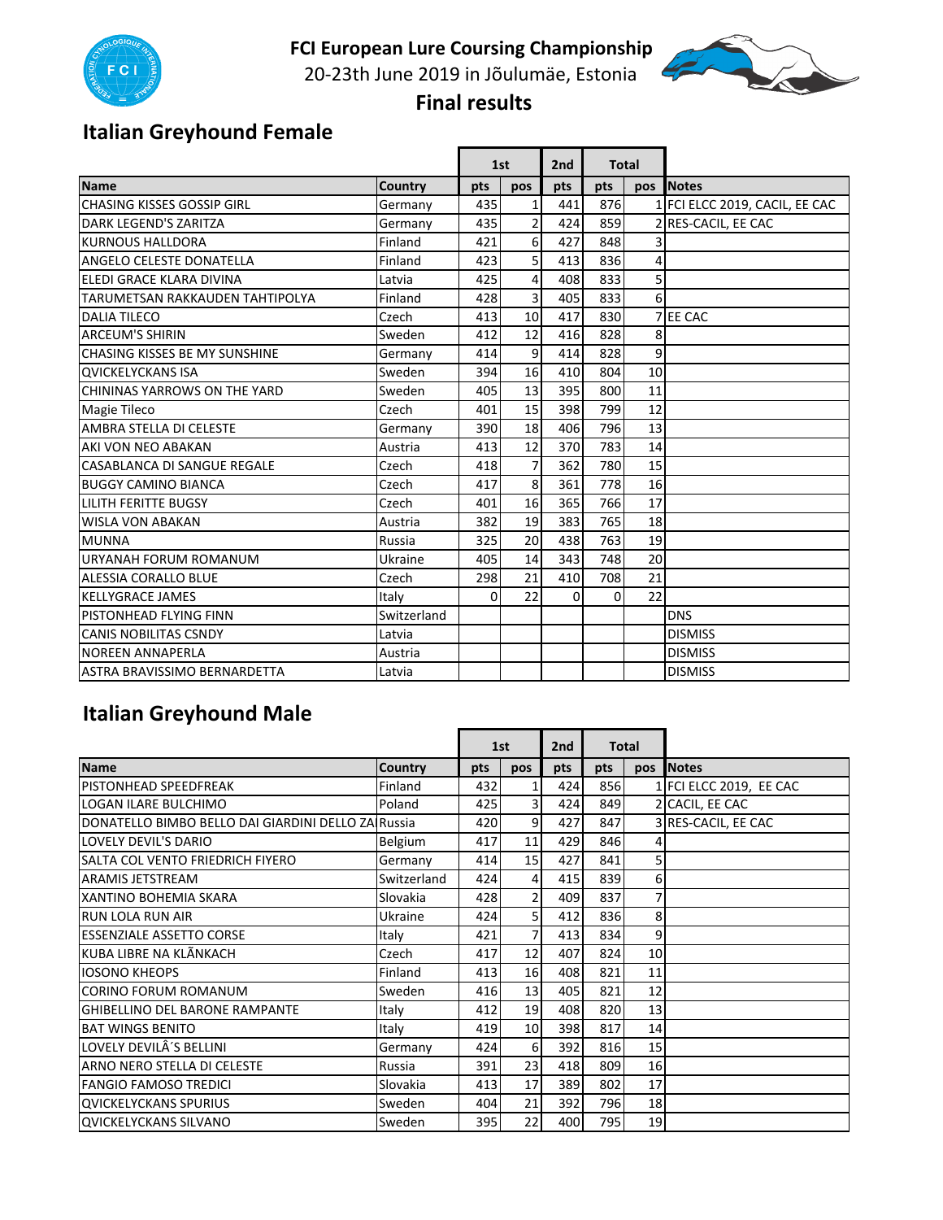# FCI European Lure Coursing Championship

20-23th June 2019 in Jõulumäe, Estonia

**Final results**

## Italian Greyhound Female

| Name | Country | 1st pts | 1st pos | 2nd pts | Total pts | Total pos | Notes |
|---|---|---|---|---|---|---|---|
| CHASING KISSES GOSSIP GIRL | Germany | 435 | 1 | 441 | 876 | 1 | FCI ELCC 2019, CACIL, EE CAC |
| DARK LEGEND'S ZARITZA | Germany | 435 | 2 | 424 | 859 | 2 | RES-CACIL, EE CAC |
| KURNOUS HALLDORA | Finland | 421 | 6 | 427 | 848 | 3 | |
| ANGELO CELESTE DONATELLA | Finland | 423 | 5 | 413 | 836 | 4 | |
| ELEDI GRACE KLARA DIVINA | Latvia | 425 | 4 | 408 | 833 | 5 | |
| TARUMETSAN RAKKAUDEN TAHTIPOLYA | Finland | 428 | 3 | 405 | 833 | 6 | |
| DALIA TILECO | Czech | 413 | 10 | 417 | 830 | 7 | EE CAC |
| ARCEUM'S SHIRIN | Sweden | 412 | 12 | 416 | 828 | 8 | |
| CHASING KISSES BE MY SUNSHINE | Germany | 414 | 9 | 414 | 828 | 9 | |
| QVICKELYCKANS ISA | Sweden | 394 | 16 | 410 | 804 | 10 | |
| CHININAS YARROWS ON THE YARD | Sweden | 405 | 13 | 395 | 800 | 11 | |
| Magie Tileco | Czech | 401 | 15 | 398 | 799 | 12 | |
| AMBRA STELLA DI CELESTE | Germany | 390 | 18 | 406 | 796 | 13 | |
| AKI VON NEO ABAKAN | Austria | 413 | 12 | 370 | 783 | 14 | |
| CASABLANCA DI SANGUE REGALE | Czech | 418 | 7 | 362 | 780 | 15 | |
| BUGGY CAMINO BIANCA | Czech | 417 | 8 | 361 | 778 | 16 | |
| LILITH FERITTE BUGSY | Czech | 401 | 16 | 365 | 766 | 17 | |
| WISLA VON ABAKAN | Austria | 382 | 19 | 383 | 765 | 18 | |
| MUNNA | Russia | 325 | 20 | 438 | 763 | 19 | |
| URYANAH FORUM ROMANUM | Ukraine | 405 | 14 | 343 | 748 | 20 | |
| ALESSIA CORALLO BLUE | Czech | 298 | 21 | 410 | 708 | 21 | |
| KELLYGRACE JAMES | Italy | 0 | 22 | 0 | 0 | 22 | |
| PISTONHEAD FLYING FINN | Switzerland | | | | | | DNS |
| CANIS NOBILITAS CSNDY | Latvia | | | | | | DISMISS |
| NOREEN ANNAPERLA | Austria | | | | | | DISMISS |
| ASTRA BRAVISSIMO BERNARDETTA | Latvia | | | | | | DISMISS |

## Italian Greyhound Male

| Name | Country | 1st pts | 1st pos | 2nd pts | Total pts | Total pos | Notes |
|---|---|---|---|---|---|---|---|
| PISTONHEAD SPEEDFREAK | Finland | 432 | 1 | 424 | 856 | 1 | FCI ELCC 2019, EE CAC |
| LOGAN ILARE BULCHIMO | Poland | 425 | 3 | 424 | 849 | 2 | CACIL, EE CAC |
| DONATELLO BIMBO BELLO DAI GIARDINI DELLO ZA | Russia | 420 | 9 | 427 | 847 | 3 | RES-CACIL, EE CAC |
| LOVELY DEVIL'S DARIO | Belgium | 417 | 11 | 429 | 846 | 4 | |
| SALTA COL VENTO FRIEDRICH FIYERO | Germany | 414 | 15 | 427 | 841 | 5 | |
| ARAMIS JETSTREAM | Switzerland | 424 | 4 | 415 | 839 | 6 | |
| XANTINO BOHEMIA SKARA | Slovakia | 428 | 2 | 409 | 837 | 7 | |
| RUN LOLA RUN AIR | Ukraine | 424 | 5 | 412 | 836 | 8 | |
| ESSENZIALE ASSETTO CORSE | Italy | 421 | 7 | 413 | 834 | 9 | |
| KUBA LIBRE NA KLÃNKACH | Czech | 417 | 12 | 407 | 824 | 10 | |
| IOSONO KHEOPS | Finland | 413 | 16 | 408 | 821 | 11 | |
| CORINO FORUM ROMANUM | Sweden | 416 | 13 | 405 | 821 | 12 | |
| GHIBELLINO DEL BARONE RAMPANTE | Italy | 412 | 19 | 408 | 820 | 13 | |
| BAT WINGS BENITO | Italy | 419 | 10 | 398 | 817 | 14 | |
| LOVELY DEVILÂ´S BELLINI | Germany | 424 | 6 | 392 | 816 | 15 | |
| ARNO NERO STELLA DI CELESTE | Russia | 391 | 23 | 418 | 809 | 16 | |
| FANGIO FAMOSO TREDICI | Slovakia | 413 | 17 | 389 | 802 | 17 | |
| QVICKELYCKANS SPURIUS | Sweden | 404 | 21 | 392 | 796 | 18 | |
| QVICKELYCKANS SILVANO | Sweden | 395 | 22 | 400 | 795 | 19 | |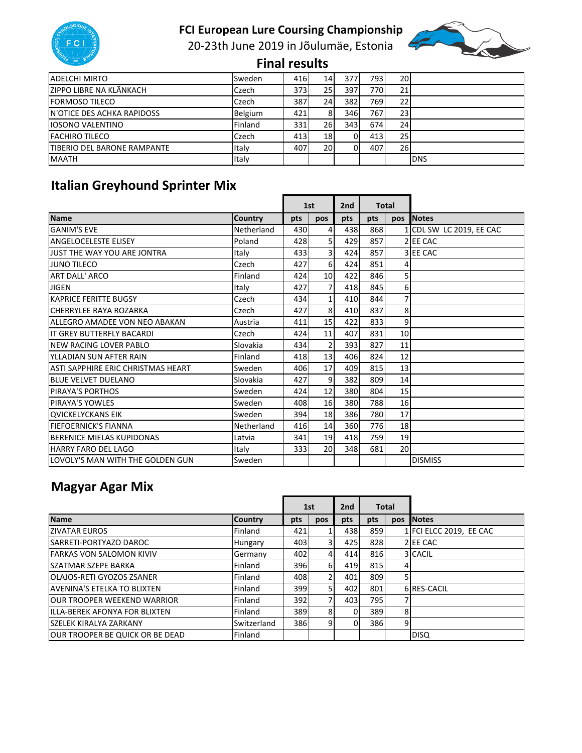# FCI European Lure Coursing Championship

20-23th June 2019 in Jõulumäe, Estonia

## Final results

| | | | | | | | |
|---|---|---|---|---|---|---|---|
| ADELCHI MIRTO | Sweden | 416 | 14 | 377 | 793 | 20 | |
| ZIPPO LIBRE NA KLÃNKACH | Czech | 373 | 25 | 397 | 770 | 21 | |
| FORMOSO TILECO | Czech | 387 | 24 | 382 | 769 | 22 | |
| N'OTICE DES ACHKA RAPIDOSS | Belgium | 421 | 8 | 346 | 767 | 23 | |
| IOSONO VALENTINO | Finland | 331 | 26 | 343 | 674 | 24 | |
| FACHIRO TILECO | Czech | 413 | 18 | 0 | 413 | 25 | |
| TIBERIO DEL BARONE RAMPANTE | Italy | 407 | 20 | 0 | 407 | 26 | |
| MAATH | Italy | | | | | | DNS |

## Italian Greyhound Sprinter Mix

| | | 1st | | 2nd | Total | | |
|---|---|---|---|---|---|---|---|
| **Name** | **Country** | **pts** | **pos** | **pts** | **pts** | **pos** | **Notes** |
| GANIM'S EVE | Netherland | 430 | 4 | 438 | 868 | 1 | CDL SW LC 2019, EE CAC |
| ANGELOCELESTE ELISEY | Poland | 428 | 5 | 429 | 857 | 2 | EE CAC |
| JUST THE WAY YOU ARE JONTRA | Italy | 433 | 3 | 424 | 857 | 3 | EE CAC |
| JUNO TILECO | Czech | 427 | 6 | 424 | 851 | 4 | |
| ART DALL' ARCO | Finland | 424 | 10 | 422 | 846 | 5 | |
| JIGEN | Italy | 427 | 7 | 418 | 845 | 6 | |
| KAPRICE FERITTE BUGSY | Czech | 434 | 1 | 410 | 844 | 7 | |
| CHERRYLEE RAYA ROZARKA | Czech | 427 | 8 | 410 | 837 | 8 | |
| ALLEGRO AMADEE VON NEO ABAKAN | Austria | 411 | 15 | 422 | 833 | 9 | |
| IT GREY BUTTERFLY BACARDI | Czech | 424 | 11 | 407 | 831 | 10 | |
| NEW RACING LOVER PABLO | Slovakia | 434 | 2 | 393 | 827 | 11 | |
| YLLADIAN SUN AFTER RAIN | Finland | 418 | 13 | 406 | 824 | 12 | |
| ASTI SAPPHIRE ERIC CHRISTMAS HEART | Sweden | 406 | 17 | 409 | 815 | 13 | |
| BLUE VELVET DUELANO | Slovakia | 427 | 9 | 382 | 809 | 14 | |
| PIRAYA'S PORTHOS | Sweden | 424 | 12 | 380 | 804 | 15 | |
| PIRAYA'S YOWLES | Sweden | 408 | 16 | 380 | 788 | 16 | |
| QVICKELYCKANS EIK | Sweden | 394 | 18 | 386 | 780 | 17 | |
| FIEFOERNICK'S FIANNA | Netherland | 416 | 14 | 360 | 776 | 18 | |
| BERENICE MIELAS KUPIDONAS | Latvia | 341 | 19 | 418 | 759 | 19 | |
| HARRY FARO DEL LAGO | Italy | 333 | 20 | 348 | 681 | 20 | |
| LOVOLY'S MAN WITH THE GOLDEN GUN | Sweden | | | | | | DISMISS |

## Magyar Agar Mix

| | | 1st | | 2nd | Total | | |
|---|---|---|---|---|---|---|---|
| **Name** | **Country** | **pts** | **pos** | **pts** | **pts** | **pos** | **Notes** |
| ZIVATAR EUROS | Finland | 421 | 1 | 438 | 859 | 1 | FCI ELCC 2019, EE CAC |
| SARRETI-PORTYAZO DAROC | Hungary | 403 | 3 | 425 | 828 | 2 | EE CAC |
| FARKAS VON SALOMON KIVIV | Germany | 402 | 4 | 414 | 816 | 3 | CACIL |
| SZATMAR SZEPE BARKA | Finland | 396 | 6 | 419 | 815 | 4 | |
| OLAJOS-RETI GYOZOS ZSANER | Finland | 408 | 2 | 401 | 809 | 5 | |
| AVENINA'S ETELKA TO BLIXTEN | Finland | 399 | 5 | 402 | 801 | 6 | RES-CACIL |
| OUR TROOPER WEEKEND WARRIOR | Finland | 392 | 7 | 403 | 795 | 7 | |
| ILLA-BEREK AFONYA FOR BLIXTEN | Finland | 389 | 8 | 0 | 389 | 8 | |
| SZELEK KIRALYA ZARKANY | Switzerland | 386 | 9 | 0 | 386 | 9 | |
| OUR TROOPER BE QUICK OR BE DEAD | Finland | | | | | | DISQ |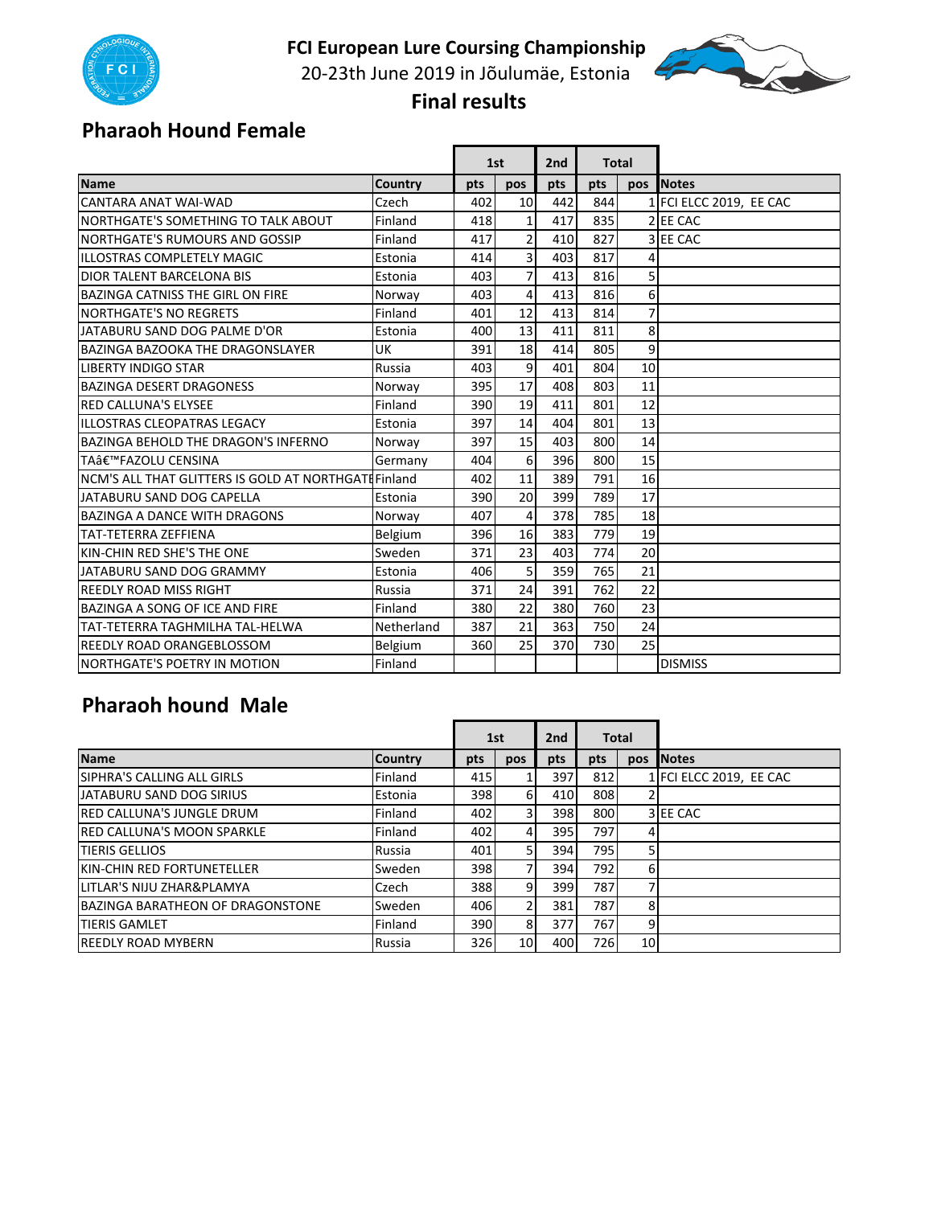# FCI European Lure Coursing Championship

20-23th June 2019 in Jõulumäe, Estonia

## Final results

### Pharaoh Hound Female

| | | 1st | | 2nd | Total | | |
|---|---|---|---|---|---|---|---|
| Name | Country | pts | pos | pts | pts | pos | Notes |
| CANTARA ANAT WAI-WAD | Czech | 402 | 10 | 442 | 844 | 1 | FCI ELCC 2019, EE CAC |
| NORTHGATE'S SOMETHING TO TALK ABOUT | Finland | 418 | 1 | 417 | 835 | 2 | EE CAC |
| NORTHGATE'S RUMOURS AND GOSSIP | Finland | 417 | 2 | 410 | 827 | 3 | EE CAC |
| ILLOSTRAS COMPLETELY MAGIC | Estonia | 414 | 3 | 403 | 817 | 4 | |
| DIOR TALENT BARCELONA BIS | Estonia | 403 | 7 | 413 | 816 | 5 | |
| BAZINGA CATNISS THE GIRL ON FIRE | Norway | 403 | 4 | 413 | 816 | 6 | |
| NORTHGATE'S NO REGRETS | Finland | 401 | 12 | 413 | 814 | 7 | |
| JATABURU SAND DOG PALME D'OR | Estonia | 400 | 13 | 411 | 811 | 8 | |
| BAZINGA BAZOOKA THE DRAGONSLAYER | UK | 391 | 18 | 414 | 805 | 9 | |
| LIBERTY INDIGO STAR | Russia | 403 | 9 | 401 | 804 | 10 | |
| BAZINGA DESERT DRAGONESS | Norway | 395 | 17 | 408 | 803 | 11 | |
| RED CALLUNA'S ELYSEE | Finland | 390 | 19 | 411 | 801 | 12 | |
| ILLOSTRAS CLEOPATRAS LEGACY | Estonia | 397 | 14 | 404 | 801 | 13 | |
| BAZINGA BEHOLD THE DRAGON'S INFERNO | Norway | 397 | 15 | 403 | 800 | 14 | |
| TAâ€™FAZOLU CENSINA | Germany | 404 | 6 | 396 | 800 | 15 | |
| NCM'S ALL THAT GLITTERS IS GOLD AT NORTHGATE | Finland | 402 | 11 | 389 | 791 | 16 | |
| JATABURU SAND DOG CAPELLA | Estonia | 390 | 20 | 399 | 789 | 17 | |
| BAZINGA A DANCE WITH DRAGONS | Norway | 407 | 4 | 378 | 785 | 18 | |
| TAT-TETERRA ZEFFIENA | Belgium | 396 | 16 | 383 | 779 | 19 | |
| KIN-CHIN RED SHE'S THE ONE | Sweden | 371 | 23 | 403 | 774 | 20 | |
| JATABURU SAND DOG GRAMMY | Estonia | 406 | 5 | 359 | 765 | 21 | |
| REEDLY ROAD MISS RIGHT | Russia | 371 | 24 | 391 | 762 | 22 | |
| BAZINGA A SONG OF ICE AND FIRE | Finland | 380 | 22 | 380 | 760 | 23 | |
| TAT-TETERRA TAGHMILHA TAL-HELWA | Netherland | 387 | 21 | 363 | 750 | 24 | |
| REEDLY ROAD ORANGEBLOSSOM | Belgium | 360 | 25 | 370 | 730 | 25 | |
| NORTHGATE'S POETRY IN MOTION | Finland | | | | | | DISMISS |

### Pharaoh hound Male

| | | 1st | | 2nd | Total | | |
|---|---|---|---|---|---|---|---|
| Name | Country | pts | pos | pts | pts | pos | Notes |
| SIPHRA'S CALLING ALL GIRLS | Finland | 415 | 1 | 397 | 812 | 1 | FCI ELCC 2019, EE CAC |
| JATABURU SAND DOG SIRIUS | Estonia | 398 | 6 | 410 | 808 | 2 | |
| RED CALLUNA'S JUNGLE DRUM | Finland | 402 | 3 | 398 | 800 | 3 | EE CAC |
| RED CALLUNA'S MOON SPARKLE | Finland | 402 | 4 | 395 | 797 | 4 | |
| TIERIS GELLIOS | Russia | 401 | 5 | 394 | 795 | 5 | |
| KIN-CHIN RED FORTUNETELLER | Sweden | 398 | 7 | 394 | 792 | 6 | |
| LITLAR'S NIJU ZHAR&PLAMYA | Czech | 388 | 9 | 399 | 787 | 7 | |
| BAZINGA BARATHEON OF DRAGONSTONE | Sweden | 406 | 2 | 381 | 787 | 8 | |
| TIERIS GAMLET | Finland | 390 | 8 | 377 | 767 | 9 | |
| REEDLY ROAD MYBERN | Russia | 326 | 10 | 400 | 726 | 10 | |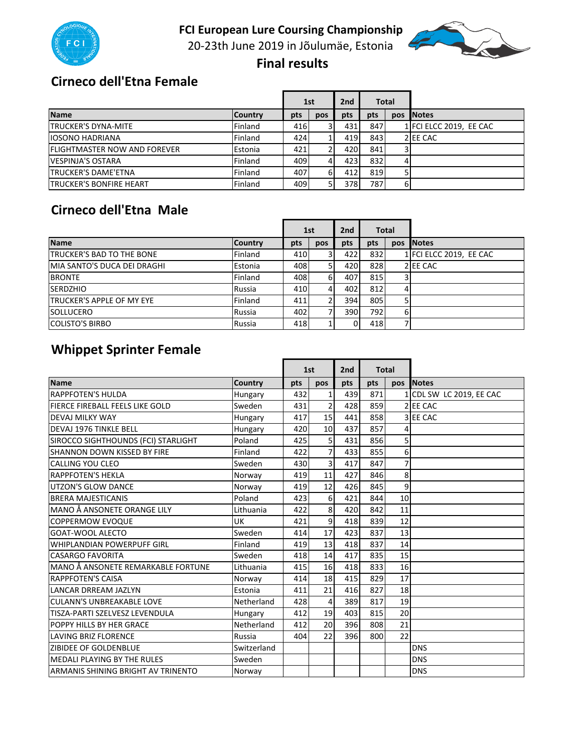# FCI European Lure Coursing Championship

20-23th June 2019 in Jõulumäe, Estonia

**Final results**

## Cirneco dell'Etna Female

| | | 1st | | 2nd | Total | | |
|---|---|---|---|---|---|---|---|
| **Name** | **Country** | **pts** | **pos** | **pts** | **pts** | **pos** | **Notes** |
| TRUCKER'S DYNA-MITE | Finland | 416 | 3 | 431 | 847 | 1 | FCI ELCC 2019, EE CAC |
| IOSONO HADRIANA | Finland | 424 | 1 | 419 | 843 | 2 | EE CAC |
| FLIGHTMASTER NOW AND FOREVER | Estonia | 421 | 2 | 420 | 841 | 3 | |
| VESPINJA'S OSTARA | Finland | 409 | 4 | 423 | 832 | 4 | |
| TRUCKER'S DAME'ETNA | Finland | 407 | 6 | 412 | 819 | 5 | |
| TRUCKER'S BONFIRE HEART | Finland | 409 | 5 | 378 | 787 | 6 | |

## Cirneco dell'Etna Male

| | | 1st | | 2nd | Total | | |
|---|---|---|---|---|---|---|---|
| **Name** | **Country** | **pts** | **pos** | **pts** | **pts** | **pos** | **Notes** |
| TRUCKER'S BAD TO THE BONE | Finland | 410 | 3 | 422 | 832 | 1 | FCI ELCC 2019, EE CAC |
| MIA SANTO'S DUCA DEI DRAGHI | Estonia | 408 | 5 | 420 | 828 | 2 | EE CAC |
| BRONTE | Finland | 408 | 6 | 407 | 815 | 3 | |
| SERDZHIO | Russia | 410 | 4 | 402 | 812 | 4 | |
| TRUCKER'S APPLE OF MY EYE | Finland | 411 | 2 | 394 | 805 | 5 | |
| SOLLUCERO | Russia | 402 | 7 | 390 | 792 | 6 | |
| COLISTO'S BIRBO | Russia | 418 | 1 | 0 | 418 | 7 | |

## Whippet Sprinter Female

| | | 1st | | 2nd | Total | | |
|---|---|---|---|---|---|---|---|
| **Name** | **Country** | **pts** | **pos** | **pts** | **pts** | **pos** | **Notes** |
| RAPPFOTEN'S HULDA | Hungary | 432 | 1 | 439 | 871 | 1 | CDL SW LC 2019, EE CAC |
| FIERCE FIREBALL FEELS LIKE GOLD | Sweden | 431 | 2 | 428 | 859 | 2 | EE CAC |
| DEVAJ MILKY WAY | Hungary | 417 | 15 | 441 | 858 | 3 | EE CAC |
| DEVAJ 1976 TINKLE BELL | Hungary | 420 | 10 | 437 | 857 | 4 | |
| SIROCCO SIGHTHOUNDS (FCI) STARLIGHT | Poland | 425 | 5 | 431 | 856 | 5 | |
| SHANNON DOWN KISSED BY FIRE | Finland | 422 | 7 | 433 | 855 | 6 | |
| CALLING YOU CLEO | Sweden | 430 | 3 | 417 | 847 | 7 | |
| RAPPFOTEN'S HEKLA | Norway | 419 | 11 | 427 | 846 | 8 | |
| UTZON'S GLOW DANCE | Norway | 419 | 12 | 426 | 845 | 9 | |
| BRERA MAJESTICANIS | Poland | 423 | 6 | 421 | 844 | 10 | |
| MANO Å ANSONETE ORANGE LILY | Lithuania | 422 | 8 | 420 | 842 | 11 | |
| COPPERMOW EVOQUE | UK | 421 | 9 | 418 | 839 | 12 | |
| GOAT-WOOL ALECTO | Sweden | 414 | 17 | 423 | 837 | 13 | |
| WHIPLANDIAN POWERPUFF GIRL | Finland | 419 | 13 | 418 | 837 | 14 | |
| CASARGO FAVORITA | Sweden | 418 | 14 | 417 | 835 | 15 | |
| MANO Å ANSONETE REMARKABLE FORTUNE | Lithuania | 415 | 16 | 418 | 833 | 16 | |
| RAPPFOTEN'S CAISA | Norway | 414 | 18 | 415 | 829 | 17 | |
| LANCAR DRREAM JAZLYN | Estonia | 411 | 21 | 416 | 827 | 18 | |
| CULANN'S UNBREAKABLE LOVE | Netherland | 428 | 4 | 389 | 817 | 19 | |
| TISZA-PARTI SZELVESZ LEVENDULA | Hungary | 412 | 19 | 403 | 815 | 20 | |
| POPPY HILLS BY HER GRACE | Netherland | 412 | 20 | 396 | 808 | 21 | |
| LAVING BRIZ FLORENCE | Russia | 404 | 22 | 396 | 800 | 22 | |
| ZIBIDEE OF GOLDENBLUE | Switzerland | | | | | | DNS |
| MEDALI PLAYING BY THE RULES | Sweden | | | | | | DNS |
| ARMANIS SHINING BRIGHT AV TRINENTO | Norway | | | | | | DNS |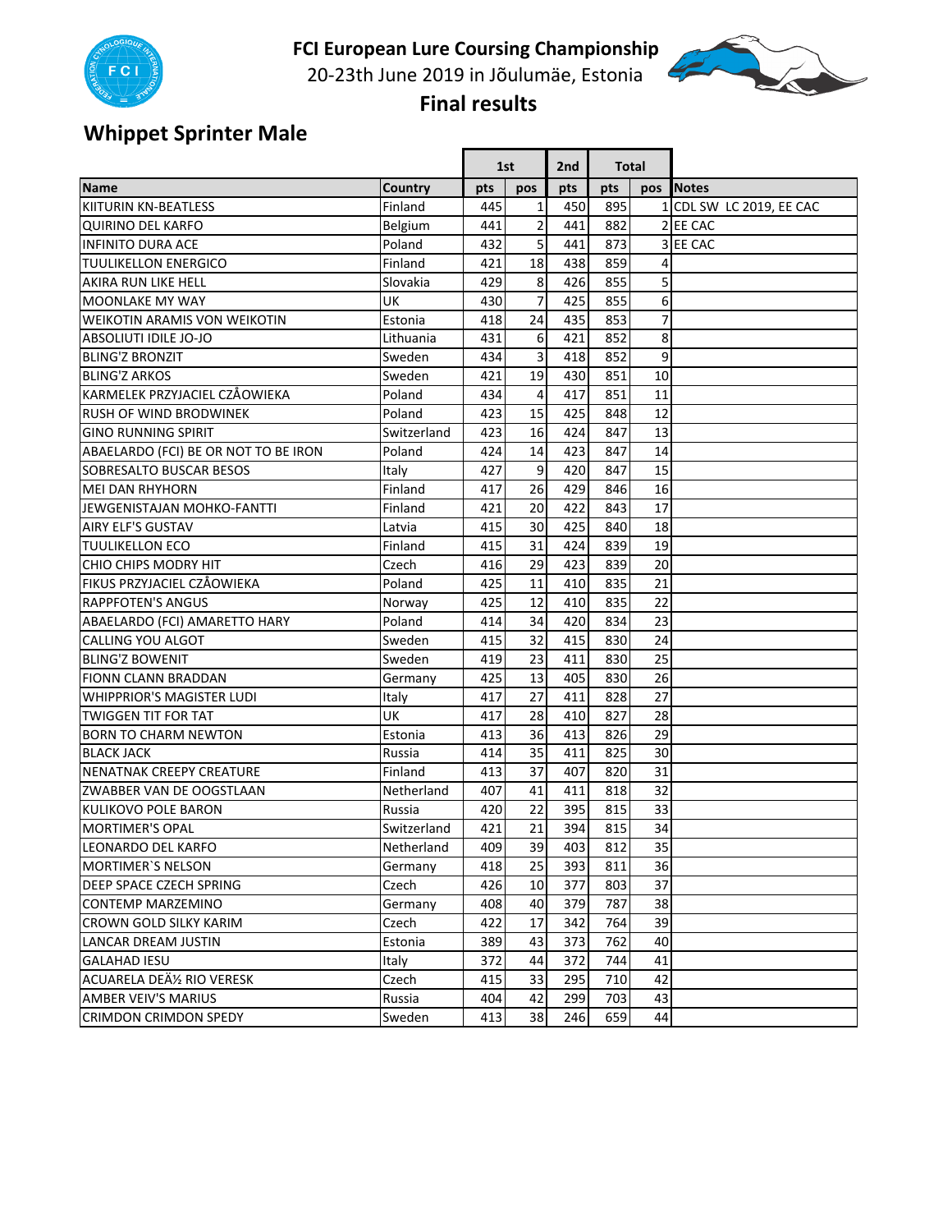# FCI European Lure Coursing Championship

20-23th June 2019 in Jõulumäe, Estonia

## Final results

## Whippet Sprinter Male

| | | 1st | | 2nd | Total | | |
|---|---|---|---|---|---|---|---|
| Name | Country | pts | pos | pts | pts | pos | Notes |
| KIITURIN KN-BEATLESS | Finland | 445 | 1 | 450 | 895 | 1 | CDL SW LC 2019, EE CAC |
| QUIRINO DEL KARFO | Belgium | 441 | 2 | 441 | 882 | 2 | EE CAC |
| INFINITO DURA ACE | Poland | 432 | 5 | 441 | 873 | 3 | EE CAC |
| TUULIKELLON ENERGICO | Finland | 421 | 18 | 438 | 859 | 4 | |
| AKIRA RUN LIKE HELL | Slovakia | 429 | 8 | 426 | 855 | 5 | |
| MOONLAKE MY WAY | UK | 430 | 7 | 425 | 855 | 6 | |
| WEIKOTIN ARAMIS VON WEIKOTIN | Estonia | 418 | 24 | 435 | 853 | 7 | |
| ABSOLIUTI IDILE JO-JO | Lithuania | 431 | 6 | 421 | 852 | 8 | |
| BLING'Z BRONZIT | Sweden | 434 | 3 | 418 | 852 | 9 | |
| BLING'Z ARKOS | Sweden | 421 | 19 | 430 | 851 | 10 | |
| KARMELEK PRZYJACIEL CZÅOWIEKA | Poland | 434 | 4 | 417 | 851 | 11 | |
| RUSH OF WIND BRODWINEK | Poland | 423 | 15 | 425 | 848 | 12 | |
| GINO RUNNING SPIRIT | Switzerland | 423 | 16 | 424 | 847 | 13 | |
| ABAELARDO (FCI) BE OR NOT TO BE IRON | Poland | 424 | 14 | 423 | 847 | 14 | |
| SOBRESALTO BUSCAR BESOS | Italy | 427 | 9 | 420 | 847 | 15 | |
| MEI DAN RHYHORN | Finland | 417 | 26 | 429 | 846 | 16 | |
| JEWGENISTAJAN MOHKO-FANTTI | Finland | 421 | 20 | 422 | 843 | 17 | |
| AIRY ELF'S GUSTAV | Latvia | 415 | 30 | 425 | 840 | 18 | |
| TUULIKELLON ECO | Finland | 415 | 31 | 424 | 839 | 19 | |
| CHIO CHIPS MODRY HIT | Czech | 416 | 29 | 423 | 839 | 20 | |
| FIKUS PRZYJACIEL CZÅOWIEKA | Poland | 425 | 11 | 410 | 835 | 21 | |
| RAPPFOTEN'S ANGUS | Norway | 425 | 12 | 410 | 835 | 22 | |
| ABAELARDO (FCI) AMARETTO HARY | Poland | 414 | 34 | 420 | 834 | 23 | |
| CALLING YOU ALGOT | Sweden | 415 | 32 | 415 | 830 | 24 | |
| BLING'Z BOWENIT | Sweden | 419 | 23 | 411 | 830 | 25 | |
| FIONN CLANN BRADDAN | Germany | 425 | 13 | 405 | 830 | 26 | |
| WHIPPRIOR'S MAGISTER LUDI | Italy | 417 | 27 | 411 | 828 | 27 | |
| TWIGGEN TIT FOR TAT | UK | 417 | 28 | 410 | 827 | 28 | |
| BORN TO CHARM NEWTON | Estonia | 413 | 36 | 413 | 826 | 29 | |
| BLACK JACK | Russia | 414 | 35 | 411 | 825 | 30 | |
| NENATNAK CREEPY CREATURE | Finland | 413 | 37 | 407 | 820 | 31 | |
| ZWABBER VAN DE OOGSTLAAN | Netherland | 407 | 41 | 411 | 818 | 32 | |
| KULIKOVO POLE BARON | Russia | 420 | 22 | 395 | 815 | 33 | |
| MORTIMER'S OPAL | Switzerland | 421 | 21 | 394 | 815 | 34 | |
| LEONARDO DEL KARFO | Netherland | 409 | 39 | 403 | 812 | 35 | |
| MORTIMER`S NELSON | Germany | 418 | 25 | 393 | 811 | 36 | |
| DEEP SPACE CZECH SPRING | Czech | 426 | 10 | 377 | 803 | 37 | |
| CONTEMP MARZEMINO | Germany | 408 | 40 | 379 | 787 | 38 | |
| CROWN GOLD SILKY KARIM | Czech | 422 | 17 | 342 | 764 | 39 | |
| LANCAR DREAM JUSTIN | Estonia | 389 | 43 | 373 | 762 | 40 | |
| GALAHAD IESU | Italy | 372 | 44 | 372 | 744 | 41 | |
| ACUARELA DEÄ½ RIO VERESK | Czech | 415 | 33 | 295 | 710 | 42 | |
| AMBER VEIV'S MARIUS | Russia | 404 | 42 | 299 | 703 | 43 | |
| CRIMDON CRIMDON SPEDY | Sweden | 413 | 38 | 246 | 659 | 44 | |